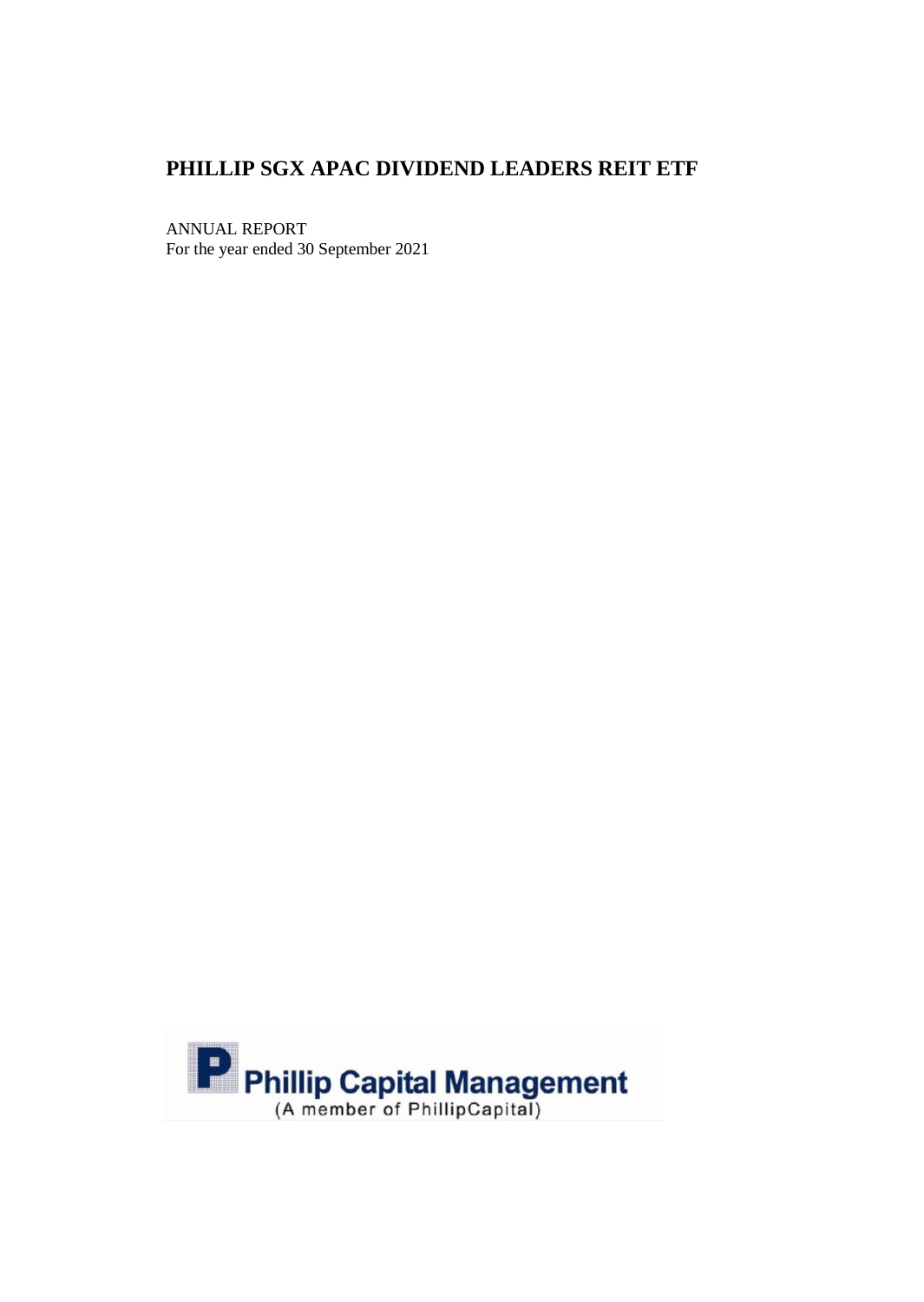# PHILLIP SGX APAC DIVIDEND LEADERS REIT ETF

ANNUAL REPORT
For the year ended 30 September 2021

Phillip Capital Management
(A member of PhillipCapital)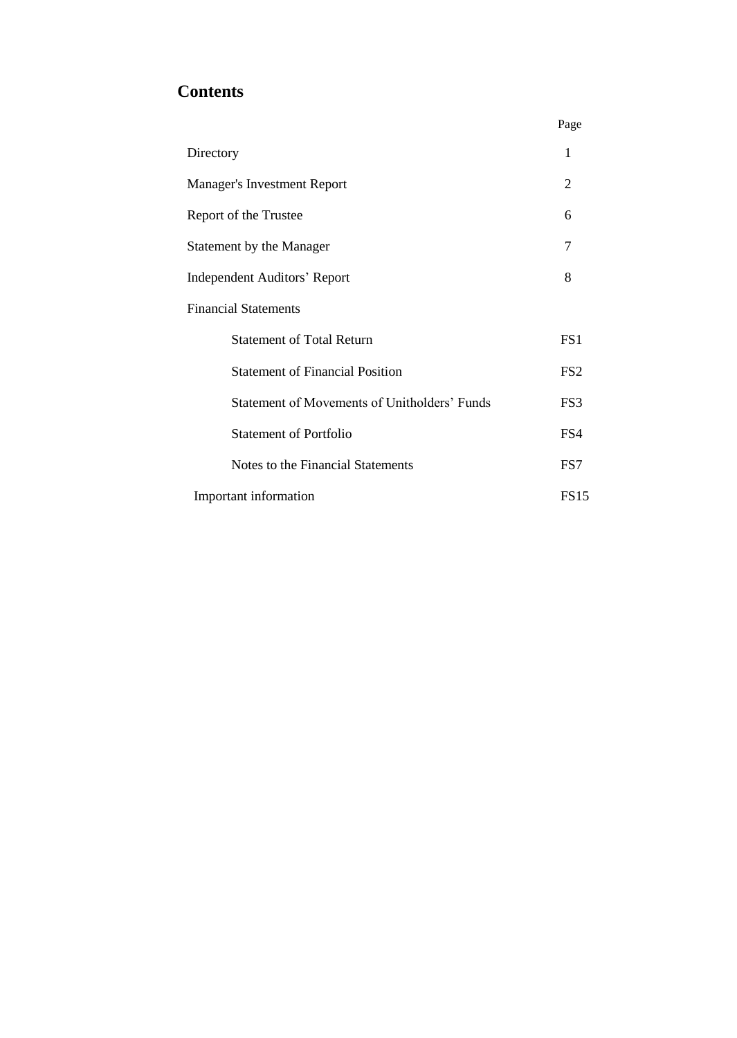# Contents

| | Page |
|---|---|
| Directory | 1 |
| Manager's Investment Report | 2 |
| Report of the Trustee | 6 |
| Statement by the Manager | 7 |
| Independent Auditors' Report | 8 |
| Financial Statements | |
| Statement of Total Return | FS1 |
| Statement of Financial Position | FS2 |
| Statement of Movements of Unitholders' Funds | FS3 |
| Statement of Portfolio | FS4 |
| Notes to the Financial Statements | FS7 |
| Important information | FS15 |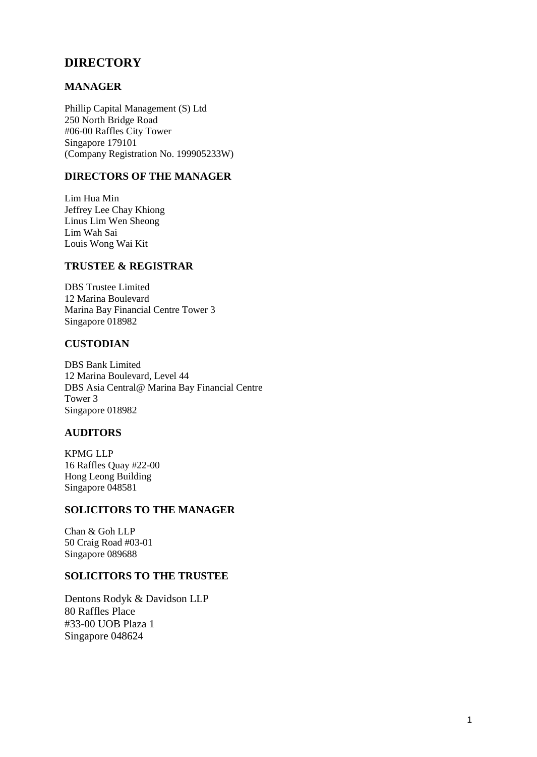# DIRECTORY

## MANAGER

Phillip Capital Management (S) Ltd
250 North Bridge Road
#06-00 Raffles City Tower
Singapore 179101
(Company Registration No. 199905233W)

## DIRECTORS OF THE MANAGER

Lim Hua Min
Jeffrey Lee Chay Khiong
Linus Lim Wen Sheong
Lim Wah Sai
Louis Wong Wai Kit

## TRUSTEE & REGISTRAR

DBS Trustee Limited
12 Marina Boulevard
Marina Bay Financial Centre Tower 3
Singapore 018982

## CUSTODIAN

DBS Bank Limited
12 Marina Boulevard, Level 44
DBS Asia Central@ Marina Bay Financial Centre
Tower 3
Singapore 018982

## AUDITORS

KPMG LLP
16 Raffles Quay #22-00
Hong Leong Building
Singapore 048581

## SOLICITORS TO THE MANAGER

Chan & Goh LLP
50 Craig Road #03-01
Singapore 089688

## SOLICITORS TO THE TRUSTEE

Dentons Rodyk & Davidson LLP
80 Raffles Place
#33-00 UOB Plaza 1
Singapore 048624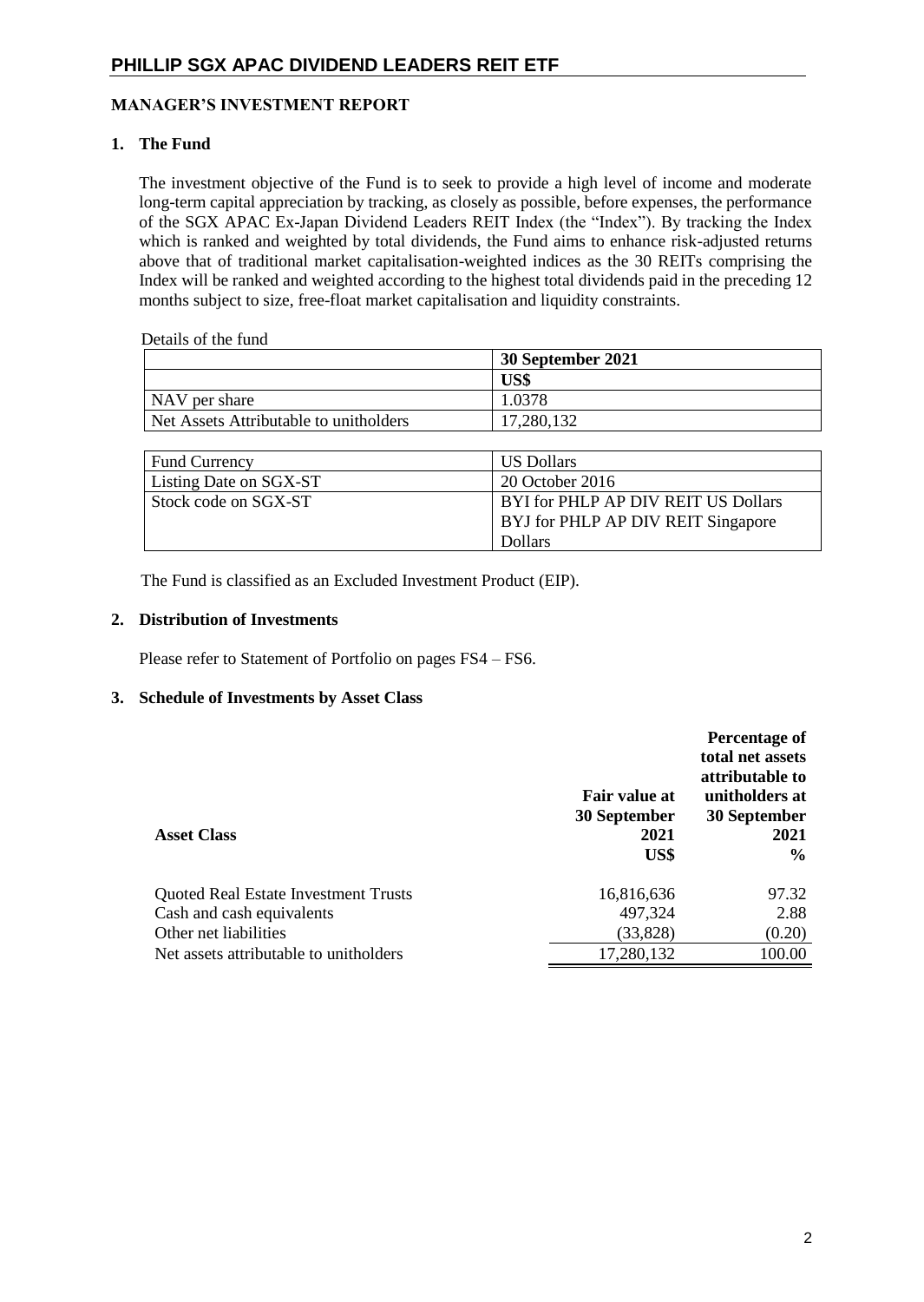# PHILLIP SGX APAC DIVIDEND LEADERS REIT ETF

## MANAGER'S INVESTMENT REPORT

### 1. The Fund

The investment objective of the Fund is to seek to provide a high level of income and moderate long-term capital appreciation by tracking, as closely as possible, before expenses, the performance of the SGX APAC Ex-Japan Dividend Leaders REIT Index (the "Index"). By tracking the Index which is ranked and weighted by total dividends, the Fund aims to enhance risk-adjusted returns above that of traditional market capitalisation-weighted indices as the 30 REITs comprising the Index will be ranked and weighted according to the highest total dividends paid in the preceding 12 months subject to size, free-float market capitalisation and liquidity constraints.

Details of the fund

| | **30 September 2021** |
|---|---|
| | **US$** |
| NAV per share | 1.0378 |
| Net Assets Attributable to unitholders | 17,280,132 |

| | |
|---|---|
| Fund Currency | US Dollars |
| Listing Date on SGX-ST | 20 October 2016 |
| Stock code on SGX-ST | BYI for PHLP AP DIV REIT US Dollars<br>BYJ for PHLP AP DIV REIT Singapore Dollars |

The Fund is classified as an Excluded Investment Product (EIP).

### 2. Distribution of Investments

Please refer to Statement of Portfolio on pages FS4 – FS6.

### 3. Schedule of Investments by Asset Class

| **Asset Class** | **Fair value at 30 September 2021**<br>**US$** | **Percentage of total net assets attributable to unitholders at 30 September 2021**<br>**%** |
|---|---|---|
| Quoted Real Estate Investment Trusts | 16,816,636 | 97.32 |
| Cash and cash equivalents | 497,324 | 2.88 |
| Other net liabilities | (33,828) | (0.20) |
| Net assets attributable to unitholders | 17,280,132 | 100.00 |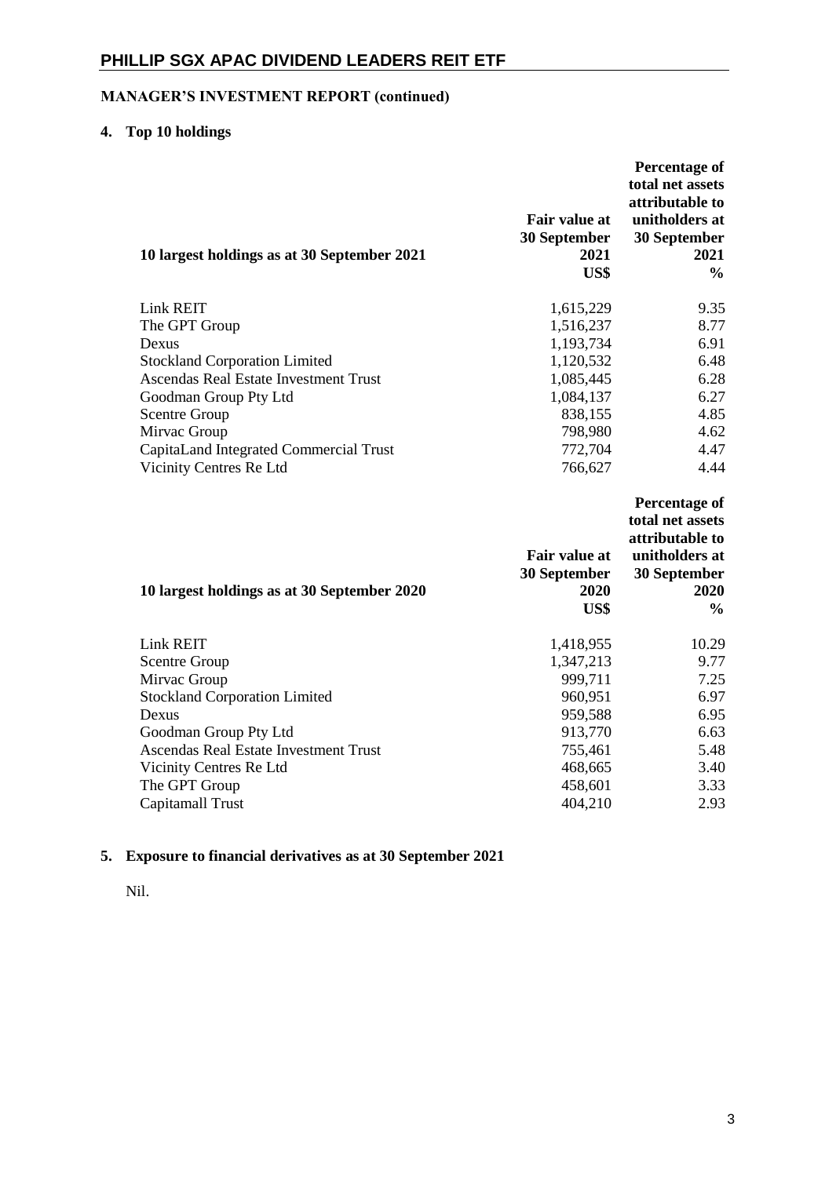# PHILLIP SGX APAC DIVIDEND LEADERS REIT ETF

## MANAGER'S INVESTMENT REPORT (continued)

### 4. Top 10 holdings

| 10 largest holdings as at 30 September 2021 | Fair value at 30 September 2021 US$ | Percentage of total net assets attributable to unitholders at 30 September 2021 % |
|---|---|---|
| Link REIT | 1,615,229 | 9.35 |
| The GPT Group | 1,516,237 | 8.77 |
| Dexus | 1,193,734 | 6.91 |
| Stockland Corporation Limited | 1,120,532 | 6.48 |
| Ascendas Real Estate Investment Trust | 1,085,445 | 6.28 |
| Goodman Group Pty Ltd | 1,084,137 | 6.27 |
| Scentre Group | 838,155 | 4.85 |
| Mirvac Group | 798,980 | 4.62 |
| CapitaLand Integrated Commercial Trust | 772,704 | 4.47 |
| Vicinity Centres Re Ltd | 766,627 | 4.44 |

| 10 largest holdings as at 30 September 2020 | Fair value at 30 September 2020 US$ | Percentage of total net assets attributable to unitholders at 30 September 2020 % |
|---|---|---|
| Link REIT | 1,418,955 | 10.29 |
| Scentre Group | 1,347,213 | 9.77 |
| Mirvac Group | 999,711 | 7.25 |
| Stockland Corporation Limited | 960,951 | 6.97 |
| Dexus | 959,588 | 6.95 |
| Goodman Group Pty Ltd | 913,770 | 6.63 |
| Ascendas Real Estate Investment Trust | 755,461 | 5.48 |
| Vicinity Centres Re Ltd | 468,665 | 3.40 |
| The GPT Group | 458,601 | 3.33 |
| Capitamall Trust | 404,210 | 2.93 |

### 5. Exposure to financial derivatives as at 30 September 2021

Nil.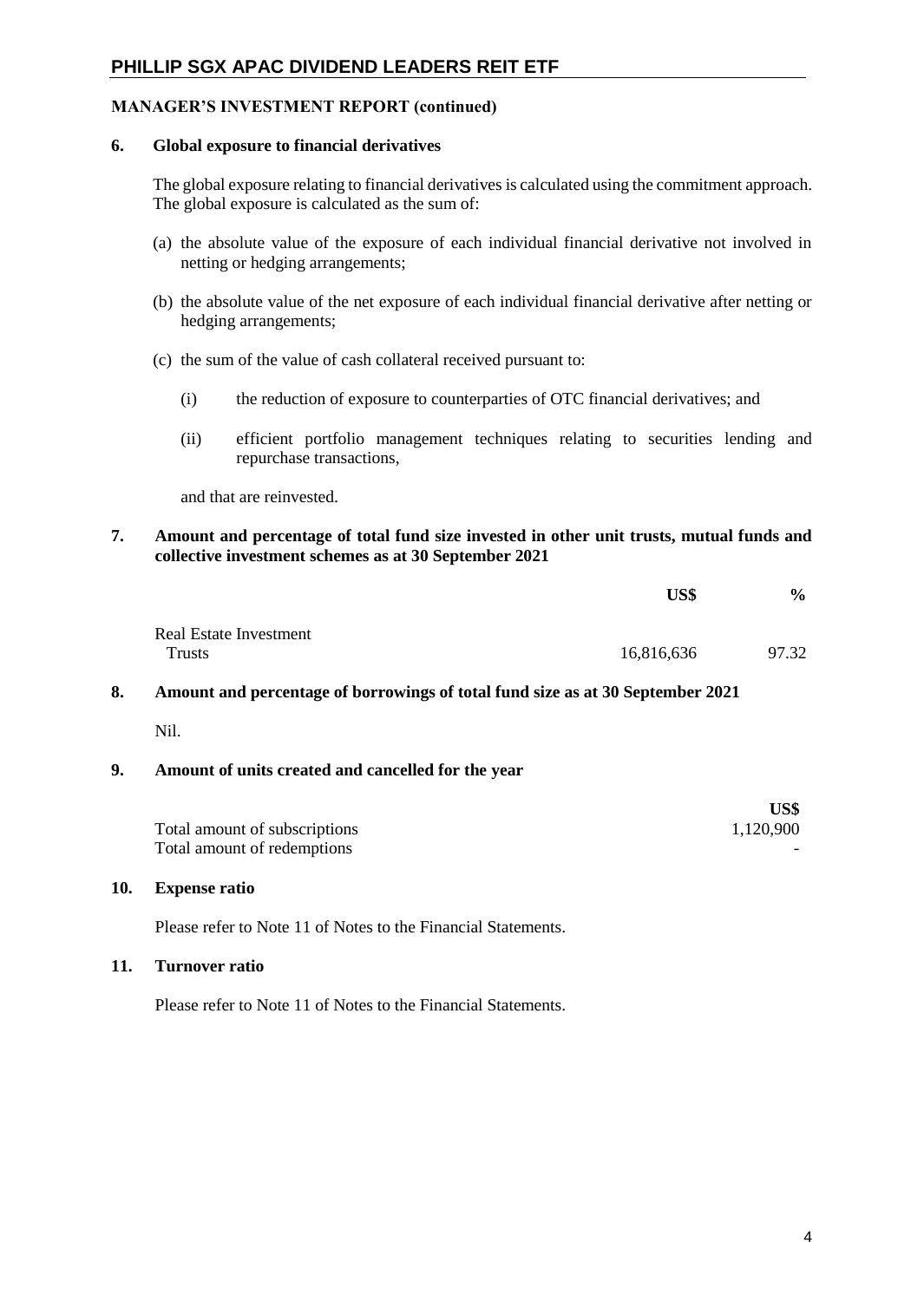## MANAGER'S INVESTMENT REPORT (continued)

### 6. Global exposure to financial derivatives

The global exposure relating to financial derivatives is calculated using the commitment approach. The global exposure is calculated as the sum of:

(a) the absolute value of the exposure of each individual financial derivative not involved in netting or hedging arrangements;

(b) the absolute value of the net exposure of each individual financial derivative after netting or hedging arrangements;

(c) the sum of the value of cash collateral received pursuant to:

   (i) the reduction of exposure to counterparties of OTC financial derivatives; and

   (ii) efficient portfolio management techniques relating to securities lending and repurchase transactions,

   and that are reinvested.

### 7. Amount and percentage of total fund size invested in other unit trusts, mutual funds and collective investment schemes as at 30 September 2021

| | US$ | % |
|---|---|---|
| Real Estate Investment Trusts | 16,816,636 | 97.32 |

### 8. Amount and percentage of borrowings of total fund size as at 30 September 2021

Nil.

### 9. Amount of units created and cancelled for the year

| | US$ |
|---|---|
| Total amount of subscriptions | 1,120,900 |
| Total amount of redemptions | - |

### 10. Expense ratio

Please refer to Note 11 of Notes to the Financial Statements.

### 11. Turnover ratio

Please refer to Note 11 of Notes to the Financial Statements.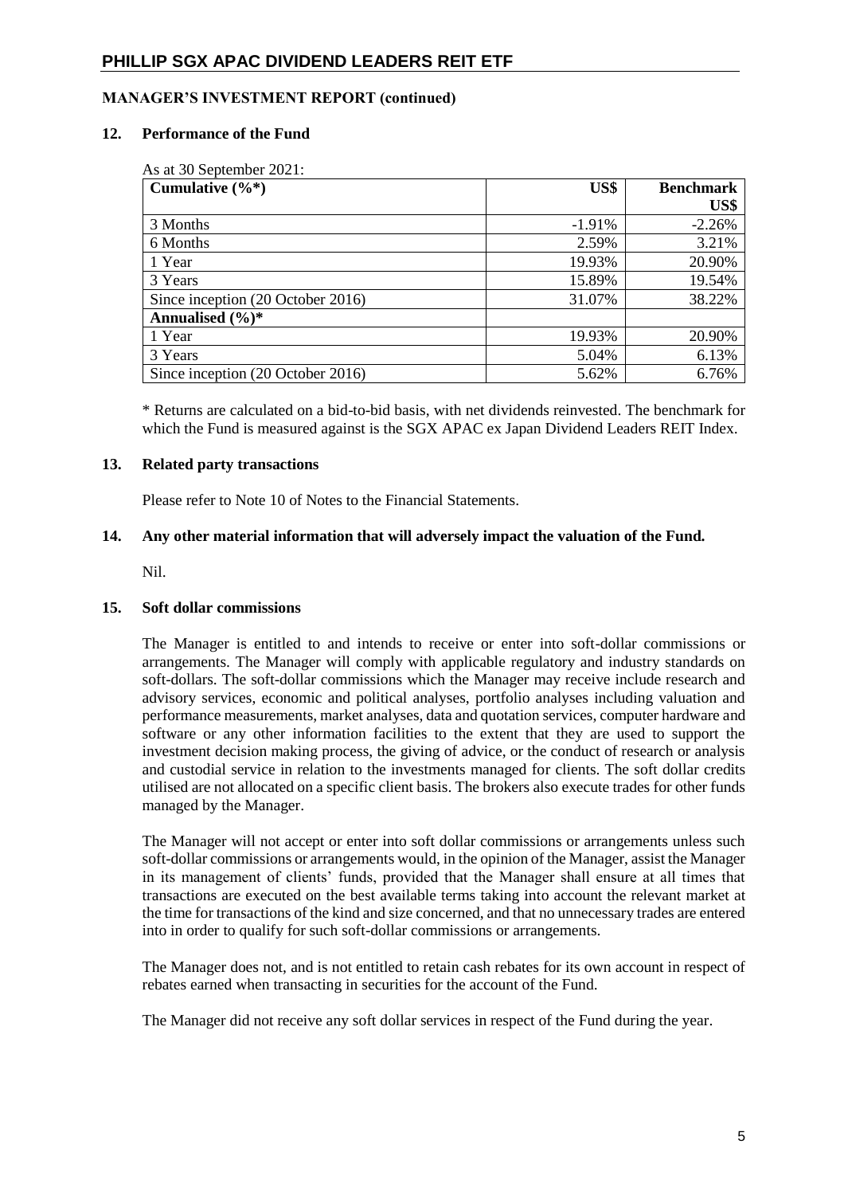**MANAGER'S INVESTMENT REPORT (continued)**

## 12. Performance of the Fund

As at 30 September 2021:

| Cumulative (%*) | US$ | Benchmark US$ |
|---|---|---|
| 3 Months | -1.91% | -2.26% |
| 6 Months | 2.59% | 3.21% |
| 1 Year | 19.93% | 20.90% |
| 3 Years | 15.89% | 19.54% |
| Since inception (20 October 2016) | 31.07% | 38.22% |
| **Annualised (%)*** | | |
| 1 Year | 19.93% | 20.90% |
| 3 Years | 5.04% | 6.13% |
| Since inception (20 October 2016) | 5.62% | 6.76% |

* Returns are calculated on a bid-to-bid basis, with net dividends reinvested. The benchmark for which the Fund is measured against is the SGX APAC ex Japan Dividend Leaders REIT Index.

## 13. Related party transactions

Please refer to Note 10 of Notes to the Financial Statements.

## 14. Any other material information that will adversely impact the valuation of the Fund.

Nil.

## 15. Soft dollar commissions

The Manager is entitled to and intends to receive or enter into soft-dollar commissions or arrangements. The Manager will comply with applicable regulatory and industry standards on soft-dollars. The soft-dollar commissions which the Manager may receive include research and advisory services, economic and political analyses, portfolio analyses including valuation and performance measurements, market analyses, data and quotation services, computer hardware and software or any other information facilities to the extent that they are used to support the investment decision making process, the giving of advice, or the conduct of research or analysis and custodial service in relation to the investments managed for clients. The soft dollar credits utilised are not allocated on a specific client basis. The brokers also execute trades for other funds managed by the Manager.

The Manager will not accept or enter into soft dollar commissions or arrangements unless such soft-dollar commissions or arrangements would, in the opinion of the Manager, assist the Manager in its management of clients' funds, provided that the Manager shall ensure at all times that transactions are executed on the best available terms taking into account the relevant market at the time for transactions of the kind and size concerned, and that no unnecessary trades are entered into in order to qualify for such soft-dollar commissions or arrangements.

The Manager does not, and is not entitled to retain cash rebates for its own account in respect of rebates earned when transacting in securities for the account of the Fund.

The Manager did not receive any soft dollar services in respect of the Fund during the year.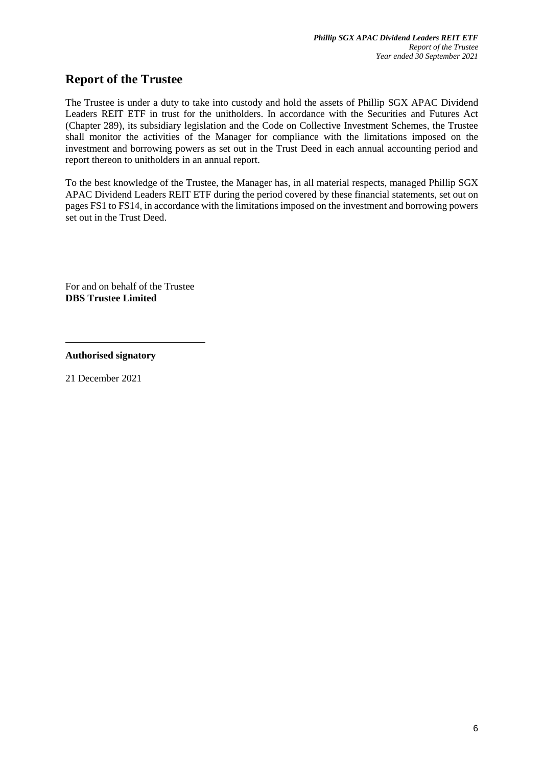# Report of the Trustee

The Trustee is under a duty to take into custody and hold the assets of Phillip SGX APAC Dividend Leaders REIT ETF in trust for the unitholders. In accordance with the Securities and Futures Act (Chapter 289), its subsidiary legislation and the Code on Collective Investment Schemes, the Trustee shall monitor the activities of the Manager for compliance with the limitations imposed on the investment and borrowing powers as set out in the Trust Deed in each annual accounting period and report thereon to unitholders in an annual report.

To the best knowledge of the Trustee, the Manager has, in all material respects, managed Phillip SGX APAC Dividend Leaders REIT ETF during the period covered by these financial statements, set out on pages FS1 to FS14, in accordance with the limitations imposed on the investment and borrowing powers set out in the Trust Deed.

For and on behalf of the Trustee
**DBS Trustee Limited**

**Authorised signatory**

21 December 2021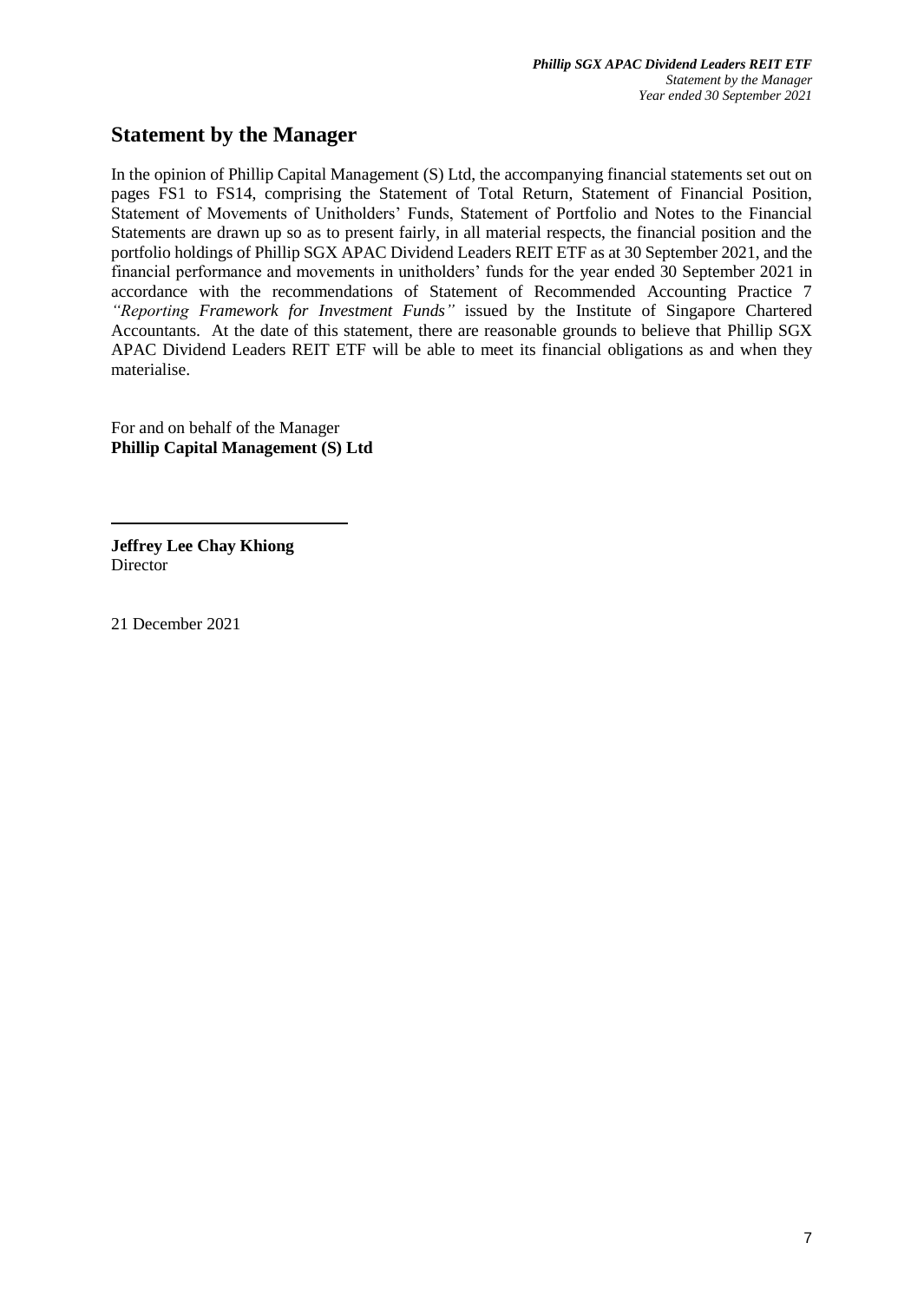## Statement by the Manager

In the opinion of Phillip Capital Management (S) Ltd, the accompanying financial statements set out on pages FS1 to FS14, comprising the Statement of Total Return, Statement of Financial Position, Statement of Movements of Unitholders' Funds, Statement of Portfolio and Notes to the Financial Statements are drawn up so as to present fairly, in all material respects, the financial position and the portfolio holdings of Phillip SGX APAC Dividend Leaders REIT ETF as at 30 September 2021, and the financial performance and movements in unitholders' funds for the year ended 30 September 2021 in accordance with the recommendations of Statement of Recommended Accounting Practice 7 *"Reporting Framework for Investment Funds"* issued by the Institute of Singapore Chartered Accountants. At the date of this statement, there are reasonable grounds to believe that Phillip SGX APAC Dividend Leaders REIT ETF will be able to meet its financial obligations as and when they materialise.

For and on behalf of the Manager
**Phillip Capital Management (S) Ltd**

**Jeffrey Lee Chay Khiong**
Director

21 December 2021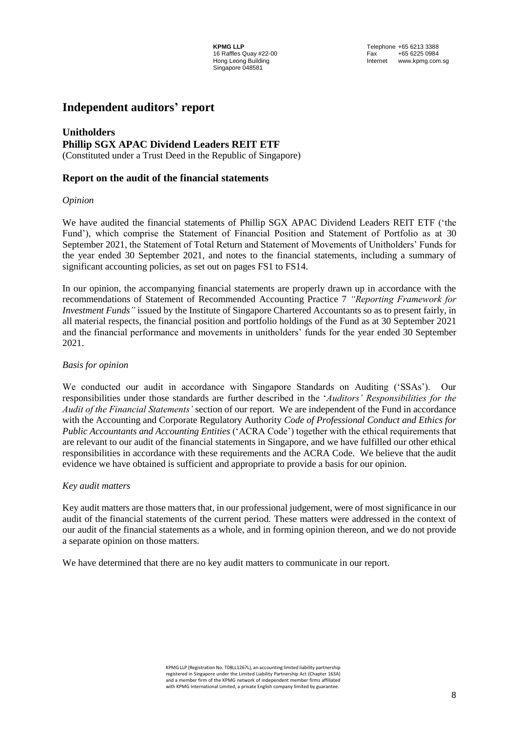**KPMG LLP**
16 Raffles Quay #22-00
Hong Leong Building
Singapore 048581

Telephone +65 6213 3388
Fax +65 6225 0984
Internet www.kpmg.com.sg

# Independent auditors' report

**Unitholders**
**Phillip SGX APAC Dividend Leaders REIT ETF**
(Constituted under a Trust Deed in the Republic of Singapore)

## Report on the audit of the financial statements

*Opinion*

We have audited the financial statements of Phillip SGX APAC Dividend Leaders REIT ETF ('the Fund'), which comprise the Statement of Financial Position and Statement of Portfolio as at 30 September 2021, the Statement of Total Return and Statement of Movements of Unitholders' Funds for the year ended 30 September 2021, and notes to the financial statements, including a summary of significant accounting policies, as set out on pages FS1 to FS14.

In our opinion, the accompanying financial statements are properly drawn up in accordance with the recommendations of Statement of Recommended Accounting Practice 7 *"Reporting Framework for Investment Funds"* issued by the Institute of Singapore Chartered Accountants so as to present fairly, in all material respects, the financial position and portfolio holdings of the Fund as at 30 September 2021 and the financial performance and movements in unitholders' funds for the year ended 30 September 2021.

*Basis for opinion*

We conducted our audit in accordance with Singapore Standards on Auditing ('SSAs'). Our responsibilities under those standards are further described in the '*Auditors' Responsibilities for the Audit of the Financial Statements'* section of our report. We are independent of the Fund in accordance with the Accounting and Corporate Regulatory Authority *Code of Professional Conduct and Ethics for Public Accountants and Accounting Entities* ('ACRA Code') together with the ethical requirements that are relevant to our audit of the financial statements in Singapore, and we have fulfilled our other ethical responsibilities in accordance with these requirements and the ACRA Code. We believe that the audit evidence we have obtained is sufficient and appropriate to provide a basis for our opinion.

*Key audit matters*

Key audit matters are those matters that, in our professional judgement, were of most significance in our audit of the financial statements of the current period. These matters were addressed in the context of our audit of the financial statements as a whole, and in forming opinion thereon, and we do not provide a separate opinion on those matters.

We have determined that there are no key audit matters to communicate in our report.

KPMG LLP (Registration No. T08LL1267L), an accounting limited liability partnership registered in Singapore under the Limited Liability Partnership Act (Chapter 163A) and a member firm of the KPMG network of independent member firms affiliated with KPMG International Limited, a private English company limited by guarantee.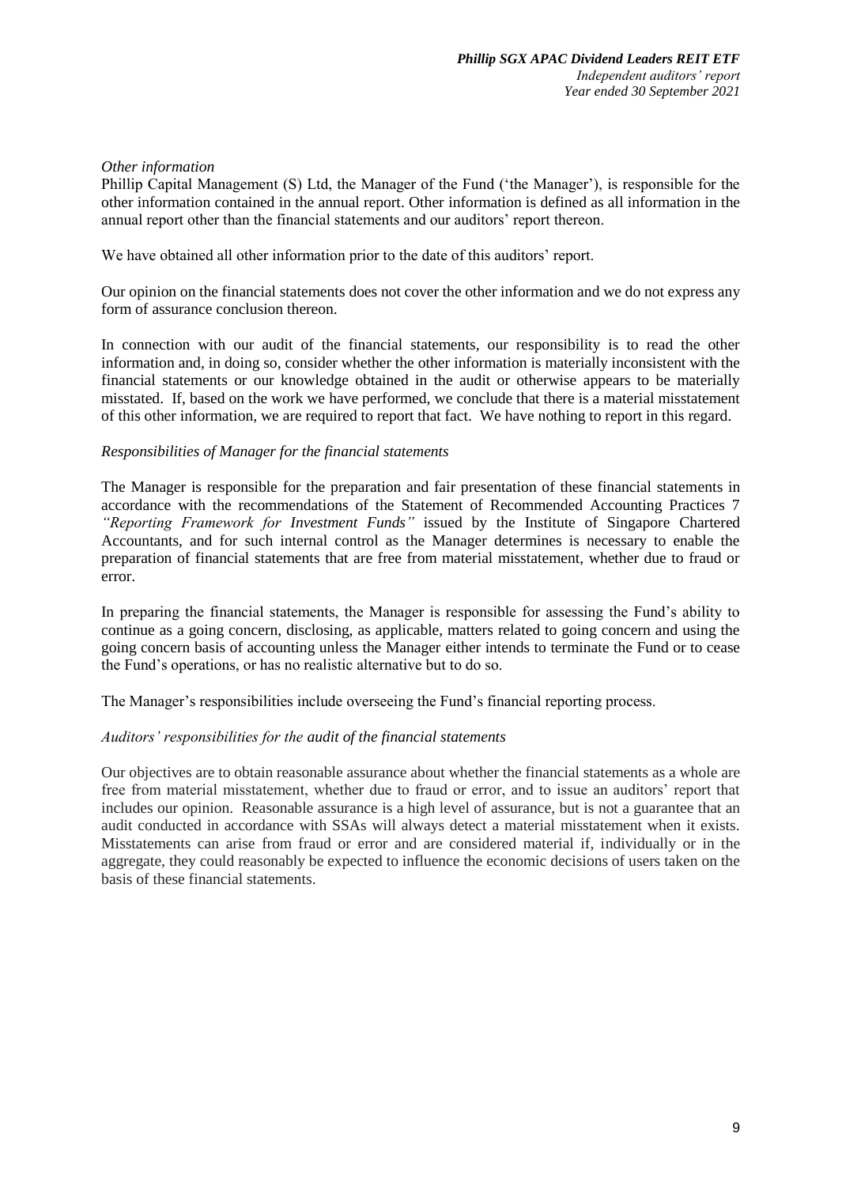*Other information*

Phillip Capital Management (S) Ltd, the Manager of the Fund ('the Manager'), is responsible for the other information contained in the annual report. Other information is defined as all information in the annual report other than the financial statements and our auditors' report thereon.

We have obtained all other information prior to the date of this auditors' report.

Our opinion on the financial statements does not cover the other information and we do not express any form of assurance conclusion thereon.

In connection with our audit of the financial statements, our responsibility is to read the other information and, in doing so, consider whether the other information is materially inconsistent with the financial statements or our knowledge obtained in the audit or otherwise appears to be materially misstated. If, based on the work we have performed, we conclude that there is a material misstatement of this other information, we are required to report that fact. We have nothing to report in this regard.

*Responsibilities of Manager for the financial statements*

The Manager is responsible for the preparation and fair presentation of these financial statements in accordance with the recommendations of the Statement of Recommended Accounting Practices 7 *"Reporting Framework for Investment Funds"* issued by the Institute of Singapore Chartered Accountants, and for such internal control as the Manager determines is necessary to enable the preparation of financial statements that are free from material misstatement, whether due to fraud or error.

In preparing the financial statements, the Manager is responsible for assessing the Fund's ability to continue as a going concern, disclosing, as applicable, matters related to going concern and using the going concern basis of accounting unless the Manager either intends to terminate the Fund or to cease the Fund's operations, or has no realistic alternative but to do so.

The Manager's responsibilities include overseeing the Fund's financial reporting process.

*Auditors' responsibilities for the audit of the financial statements*

Our objectives are to obtain reasonable assurance about whether the financial statements as a whole are free from material misstatement, whether due to fraud or error, and to issue an auditors' report that includes our opinion. Reasonable assurance is a high level of assurance, but is not a guarantee that an audit conducted in accordance with SSAs will always detect a material misstatement when it exists. Misstatements can arise from fraud or error and are considered material if, individually or in the aggregate, they could reasonably be expected to influence the economic decisions of users taken on the basis of these financial statements.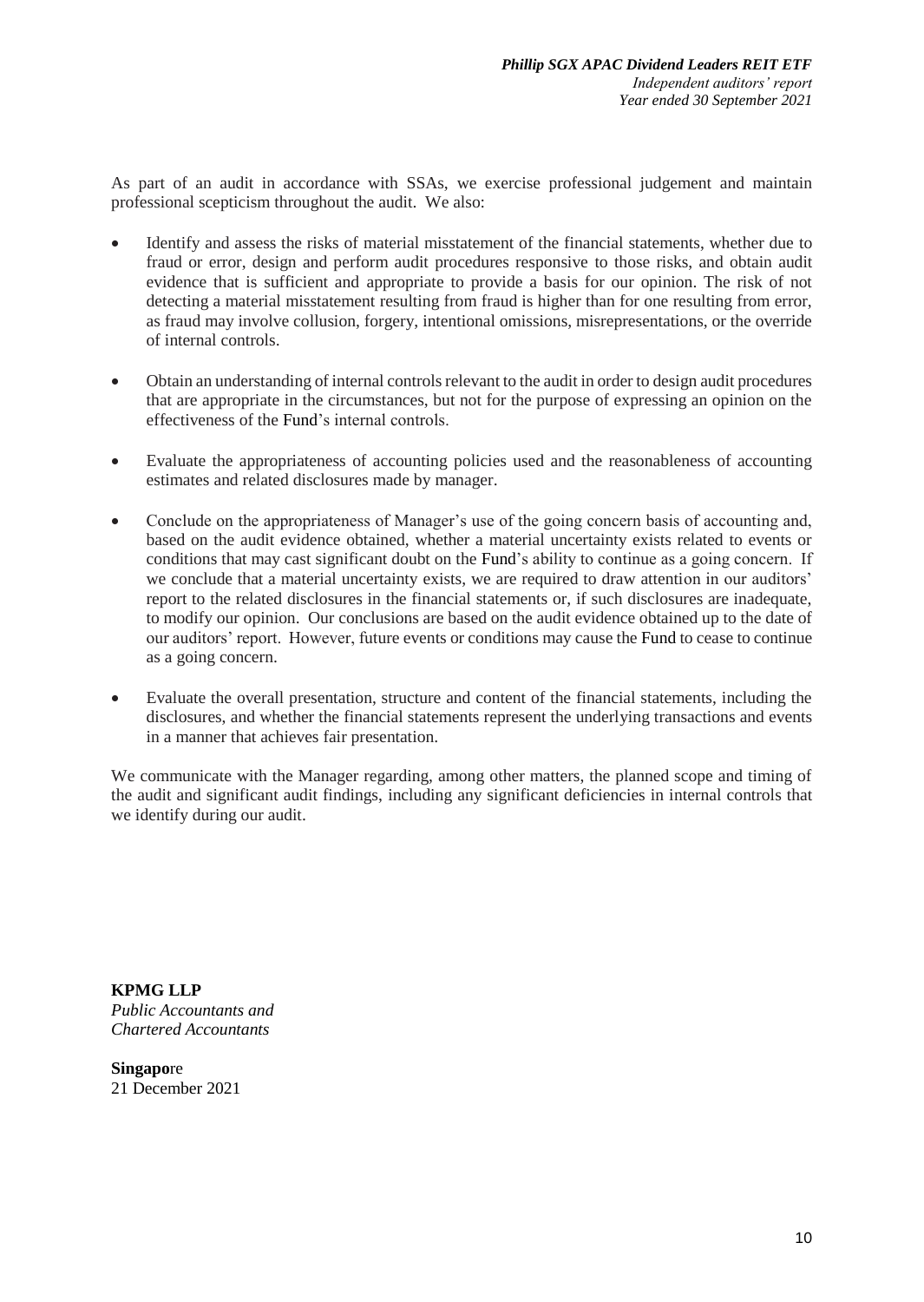As part of an audit in accordance with SSAs, we exercise professional judgement and maintain professional scepticism throughout the audit. We also:

- Identify and assess the risks of material misstatement of the financial statements, whether due to fraud or error, design and perform audit procedures responsive to those risks, and obtain audit evidence that is sufficient and appropriate to provide a basis for our opinion. The risk of not detecting a material misstatement resulting from fraud is higher than for one resulting from error, as fraud may involve collusion, forgery, intentional omissions, misrepresentations, or the override of internal controls.

- Obtain an understanding of internal controls relevant to the audit in order to design audit procedures that are appropriate in the circumstances, but not for the purpose of expressing an opinion on the effectiveness of the Fund's internal controls.

- Evaluate the appropriateness of accounting policies used and the reasonableness of accounting estimates and related disclosures made by manager.

- Conclude on the appropriateness of Manager's use of the going concern basis of accounting and, based on the audit evidence obtained, whether a material uncertainty exists related to events or conditions that may cast significant doubt on the Fund's ability to continue as a going concern. If we conclude that a material uncertainty exists, we are required to draw attention in our auditors' report to the related disclosures in the financial statements or, if such disclosures are inadequate, to modify our opinion. Our conclusions are based on the audit evidence obtained up to the date of our auditors' report. However, future events or conditions may cause the Fund to cease to continue as a going concern.

- Evaluate the overall presentation, structure and content of the financial statements, including the disclosures, and whether the financial statements represent the underlying transactions and events in a manner that achieves fair presentation.

We communicate with the Manager regarding, among other matters, the planned scope and timing of the audit and significant audit findings, including any significant deficiencies in internal controls that we identify during our audit.

**KPMG LLP**
*Public Accountants and*
*Chartered Accountants*

**Singapore**
21 December 2021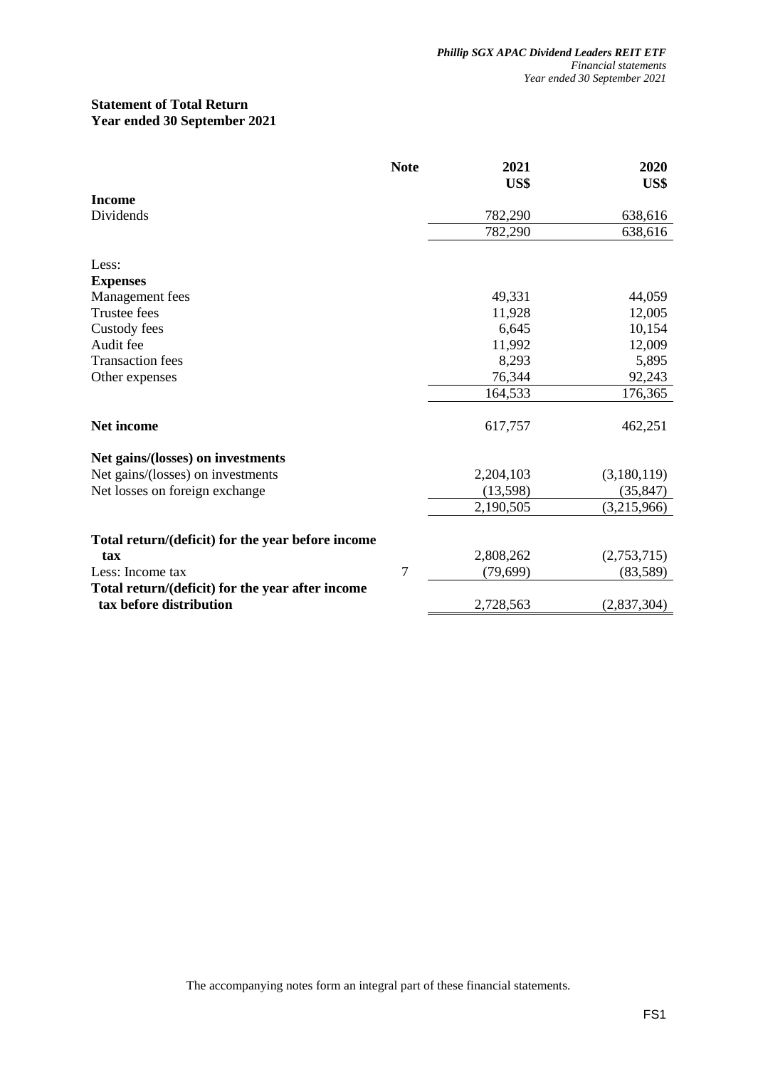## Statement of Total Return
## Year ended 30 September 2021

| | Note | 2021 US$ | 2020 US$ |
|---|---|---|---|
| **Income** | | | |
| Dividends | | 782,290 | 638,616 |
| | | 782,290 | 638,616 |
| Less: | | | |
| **Expenses** | | | |
| Management fees | | 49,331 | 44,059 |
| Trustee fees | | 11,928 | 12,005 |
| Custody fees | | 6,645 | 10,154 |
| Audit fee | | 11,992 | 12,009 |
| Transaction fees | | 8,293 | 5,895 |
| Other expenses | | 76,344 | 92,243 |
| | | 164,533 | 176,365 |
| **Net income** | | 617,757 | 462,251 |
| **Net gains/(losses) on investments** | | | |
| Net gains/(losses) on investments | | 2,204,103 | (3,180,119) |
| Net losses on foreign exchange | | (13,598) | (35,847) |
| | | 2,190,505 | (3,215,966) |
| **Total return/(deficit) for the year before income tax** | | 2,808,262 | (2,753,715) |
| Less: Income tax | 7 | (79,699) | (83,589) |
| **Total return/(deficit) for the year after income tax before distribution** | | 2,728,563 | (2,837,304) |

The accompanying notes form an integral part of these financial statements.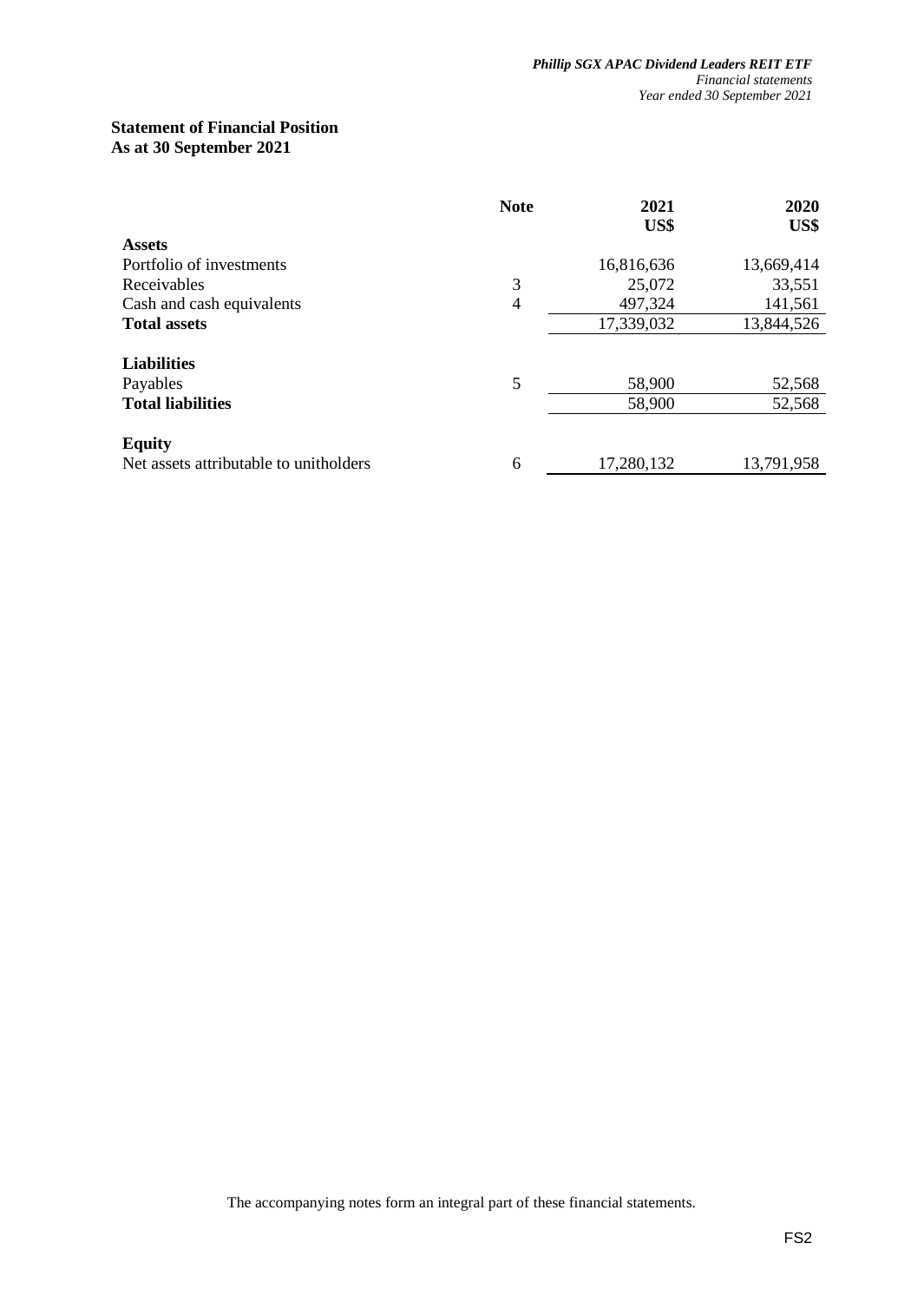## Statement of Financial Position
## As at 30 September 2021

| | Note | 2021<br>US$ | 2020<br>US$ |
|---|---|---|---|
| **Assets** | | | |
| Portfolio of investments | | 16,816,636 | 13,669,414 |
| Receivables | 3 | 25,072 | 33,551 |
| Cash and cash equivalents | 4 | 497,324 | 141,561 |
| **Total assets** | | 17,339,032 | 13,844,526 |
| | | | |
| **Liabilities** | | | |
| Payables | 5 | 58,900 | 52,568 |
| **Total liabilities** | | 58,900 | 52,568 |
| | | | |
| **Equity** | | | |
| Net assets attributable to unitholders | 6 | 17,280,132 | 13,791,958 |

The accompanying notes form an integral part of these financial statements.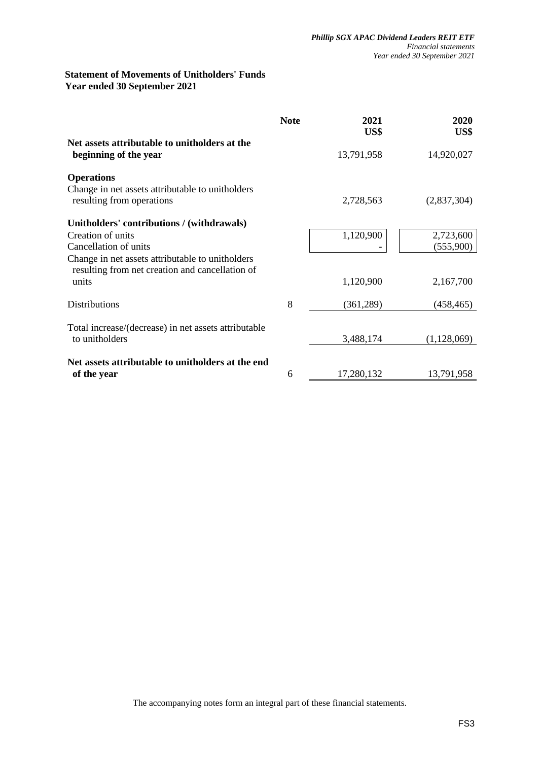## Statement of Movements of Unitholders' Funds
## Year ended 30 September 2021

| | Note | 2021<br>US$ | 2020<br>US$ |
|---|---|---|---|
| **Net assets attributable to unitholders at the beginning of the year** | | 13,791,958 | 14,920,027 |
| **Operations** | | | |
| Change in net assets attributable to unitholders resulting from operations | | 2,728,563 | (2,837,304) |
| **Unitholders' contributions / (withdrawals)** | | | |
| Creation of units | | 1,120,900 | 2,723,600 |
| Cancellation of units | | - | (555,900) |
| Change in net assets attributable to unitholders resulting from net creation and cancellation of units | | 1,120,900 | 2,167,700 |
| Distributions | 8 | (361,289) | (458,465) |
| Total increase/(decrease) in net assets attributable to unitholders | | 3,488,174 | (1,128,069) |
| **Net assets attributable to unitholders at the end of the year** | 6 | 17,280,132 | 13,791,958 |

The accompanying notes form an integral part of these financial statements.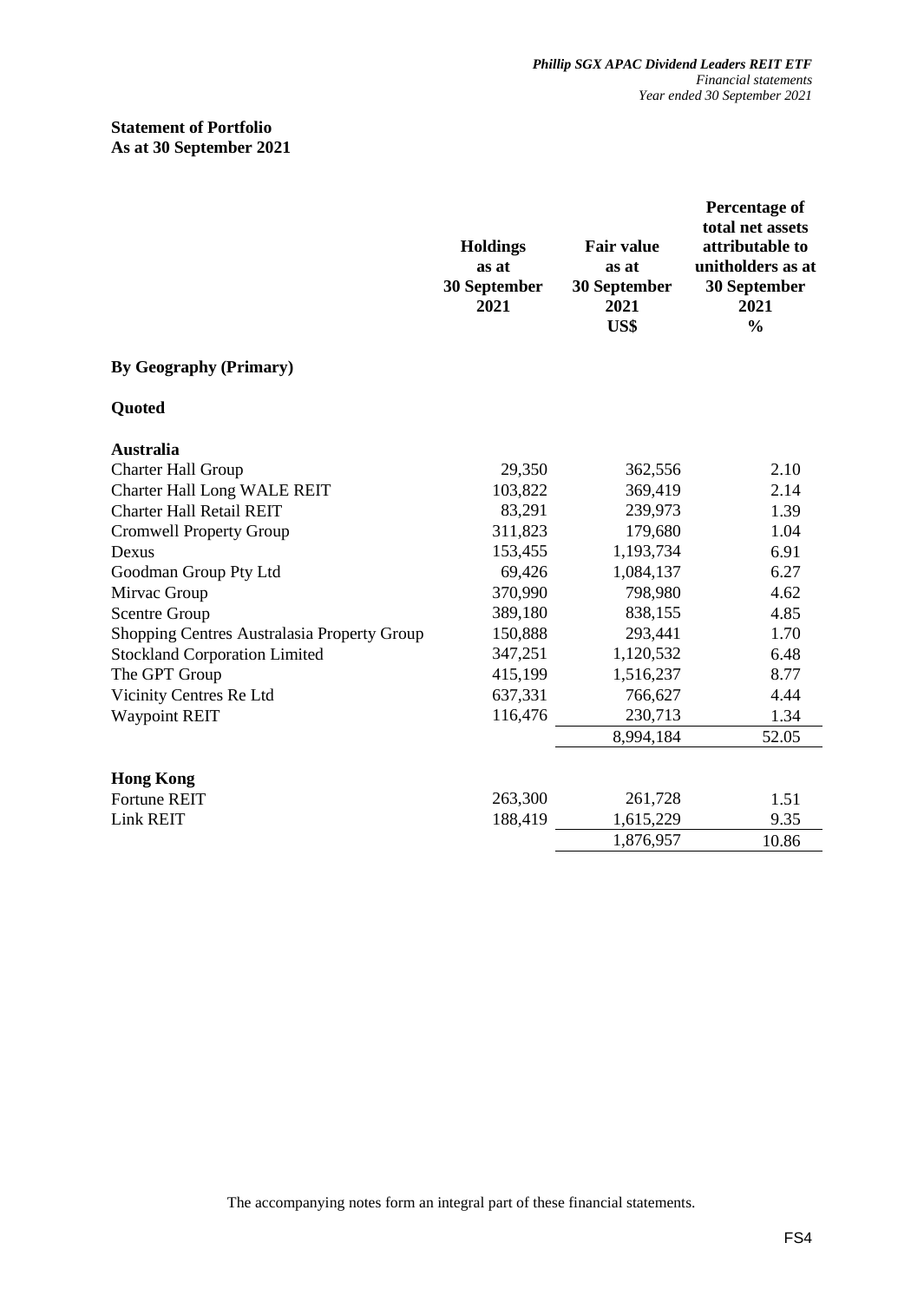## Statement of Portfolio
## As at 30 September 2021

| | Holdings as at 30 September 2021 | Fair value as at 30 September 2021 US$ | Percentage of total net assets attributable to unitholders as at 30 September 2021 % |
|---|---|---|---|
| **By Geography (Primary)** | | | |
| **Quoted** | | | |
| **Australia** | | | |
| Charter Hall Group | 29,350 | 362,556 | 2.10 |
| Charter Hall Long WALE REIT | 103,822 | 369,419 | 2.14 |
| Charter Hall Retail REIT | 83,291 | 239,973 | 1.39 |
| Cromwell Property Group | 311,823 | 179,680 | 1.04 |
| Dexus | 153,455 | 1,193,734 | 6.91 |
| Goodman Group Pty Ltd | 69,426 | 1,084,137 | 6.27 |
| Mirvac Group | 370,990 | 798,980 | 4.62 |
| Scentre Group | 389,180 | 838,155 | 4.85 |
| Shopping Centres Australasia Property Group | 150,888 | 293,441 | 1.70 |
| Stockland Corporation Limited | 347,251 | 1,120,532 | 6.48 |
| The GPT Group | 415,199 | 1,516,237 | 8.77 |
| Vicinity Centres Re Ltd | 637,331 | 766,627 | 4.44 |
| Waypoint REIT | 116,476 | 230,713 | 1.34 |
| | | 8,994,184 | 52.05 |
| **Hong Kong** | | | |
| Fortune REIT | 263,300 | 261,728 | 1.51 |
| Link REIT | 188,419 | 1,615,229 | 9.35 |
| | | 1,876,957 | 10.86 |

The accompanying notes form an integral part of these financial statements.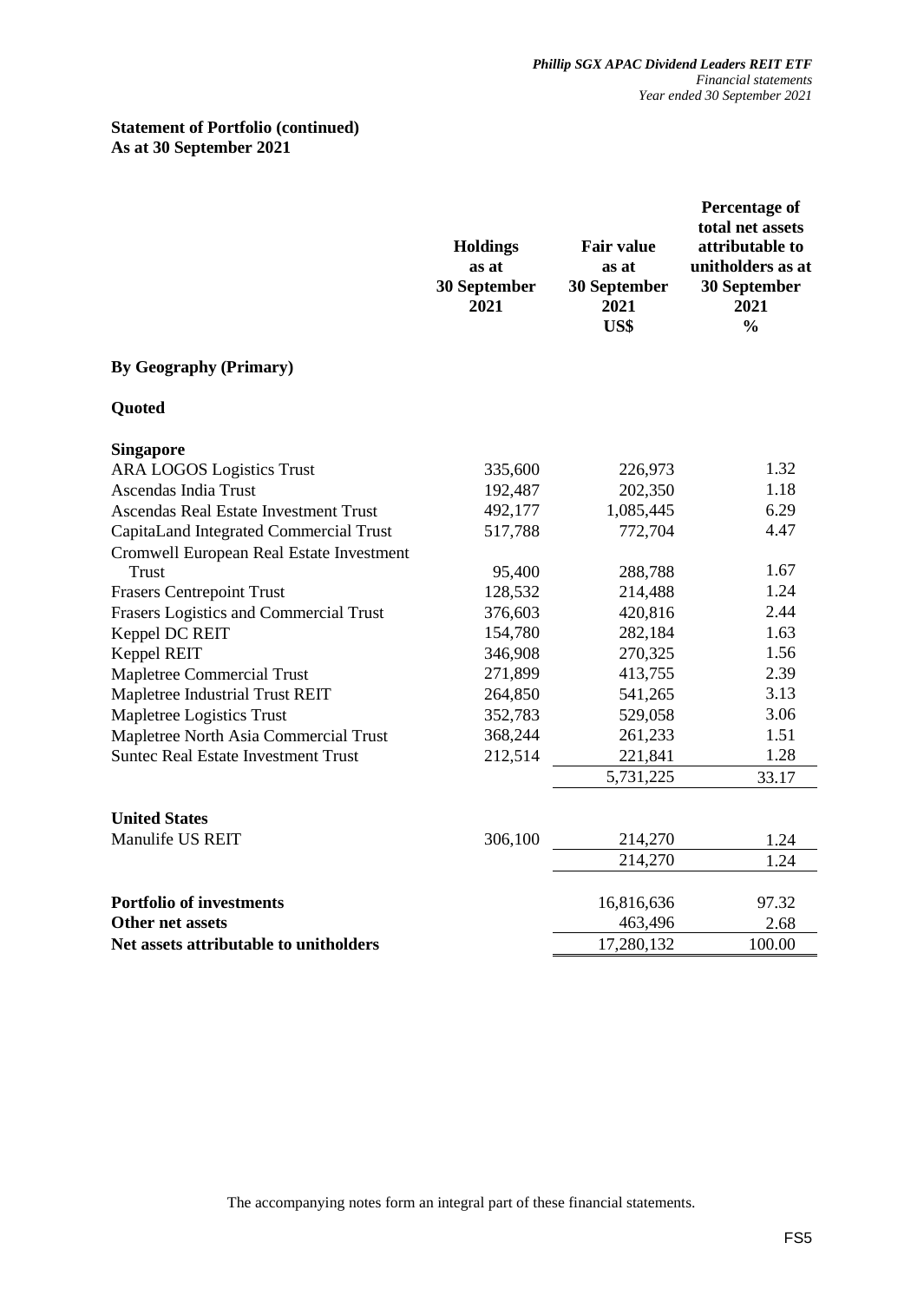**Statement of Portfolio (continued)**
**As at 30 September 2021**

| | Holdings as at 30 September 2021 | Fair value as at 30 September 2021 US$ | Percentage of total net assets attributable to unitholders as at 30 September 2021 % |
|---|---|---|---|
| **By Geography (Primary)** | | | |
| **Quoted** | | | |
| **Singapore** | | | |
| ARA LOGOS Logistics Trust | 335,600 | 226,973 | 1.32 |
| Ascendas India Trust | 192,487 | 202,350 | 1.18 |
| Ascendas Real Estate Investment Trust | 492,177 | 1,085,445 | 6.29 |
| CapitaLand Integrated Commercial Trust | 517,788 | 772,704 | 4.47 |
| Cromwell European Real Estate Investment Trust | 95,400 | 288,788 | 1.67 |
| Frasers Centrepoint Trust | 128,532 | 214,488 | 1.24 |
| Frasers Logistics and Commercial Trust | 376,603 | 420,816 | 2.44 |
| Keppel DC REIT | 154,780 | 282,184 | 1.63 |
| Keppel REIT | 346,908 | 270,325 | 1.56 |
| Mapletree Commercial Trust | 271,899 | 413,755 | 2.39 |
| Mapletree Industrial Trust REIT | 264,850 | 541,265 | 3.13 |
| Mapletree Logistics Trust | 352,783 | 529,058 | 3.06 |
| Mapletree North Asia Commercial Trust | 368,244 | 261,233 | 1.51 |
| Suntec Real Estate Investment Trust | 212,514 | 221,841 | 1.28 |
| | | 5,731,225 | 33.17 |
| **United States** | | | |
| Manulife US REIT | 306,100 | 214,270 | 1.24 |
| | | 214,270 | 1.24 |
| **Portfolio of investments** | | 16,816,636 | 97.32 |
| **Other net assets** | | 463,496 | 2.68 |
| **Net assets attributable to unitholders** | | 17,280,132 | 100.00 |

The accompanying notes form an integral part of these financial statements.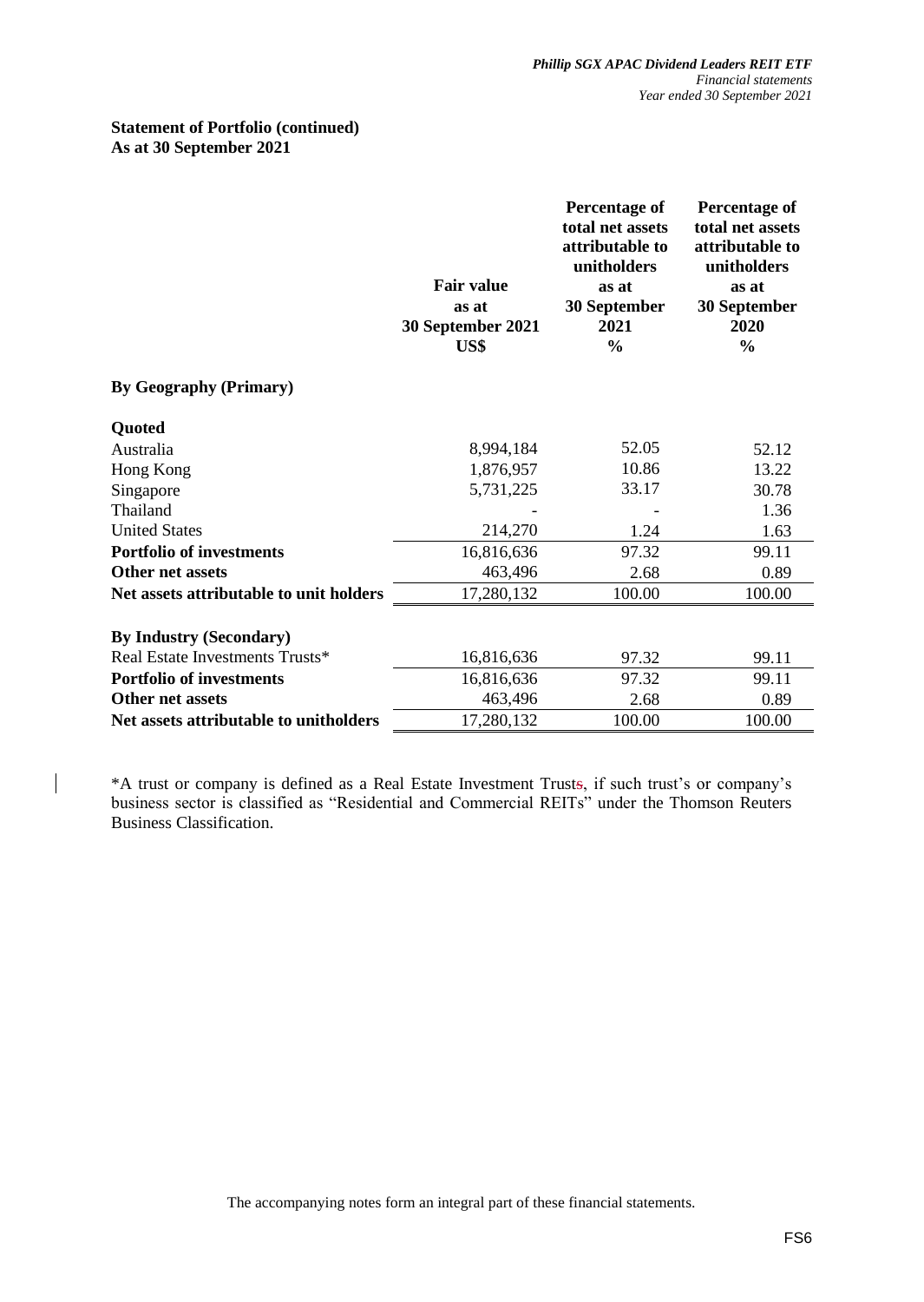**Statement of Portfolio (continued)**
**As at 30 September 2021**

| | Fair value as at 30 September 2021 US$ | Percentage of total net assets attributable to unitholders as at 30 September 2021 % | Percentage of total net assets attributable to unitholders as at 30 September 2020 % |
|---|---|---|---|
| **By Geography (Primary)** | | | |
| **Quoted** | | | |
| Australia | 8,994,184 | 52.05 | 52.12 |
| Hong Kong | 1,876,957 | 10.86 | 13.22 |
| Singapore | 5,731,225 | 33.17 | 30.78 |
| Thailand | - | - | 1.36 |
| United States | 214,270 | 1.24 | 1.63 |
| **Portfolio of investments** | 16,816,636 | 97.32 | 99.11 |
| **Other net assets** | 463,496 | 2.68 | 0.89 |
| **Net assets attributable to unit holders** | 17,280,132 | 100.00 | 100.00 |
| | | | |
| **By Industry (Secondary)** | | | |
| Real Estate Investments Trusts* | 16,816,636 | 97.32 | 99.11 |
| **Portfolio of investments** | 16,816,636 | 97.32 | 99.11 |
| **Other net assets** | 463,496 | 2.68 | 0.89 |
| **Net assets attributable to unitholders** | 17,280,132 | 100.00 | 100.00 |

*A trust or company is defined as a Real Estate Investment Trusts, if such trust's or company's business sector is classified as "Residential and Commercial REITs" under the Thomson Reuters Business Classification.

The accompanying notes form an integral part of these financial statements.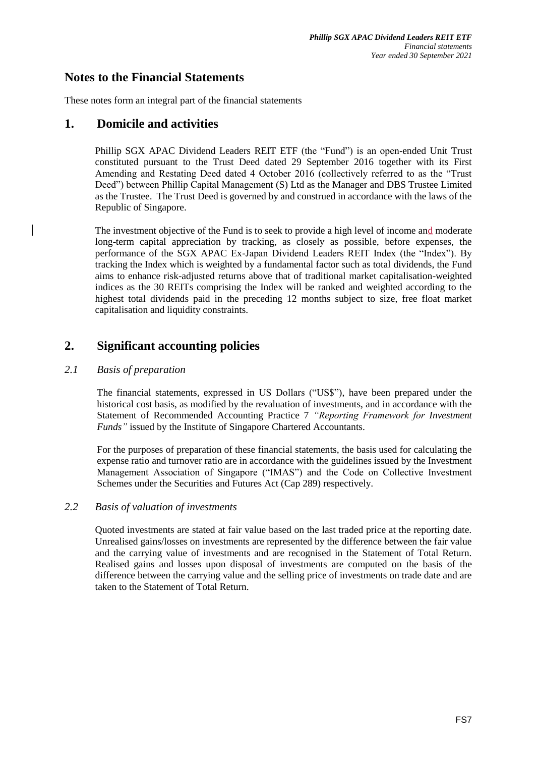# Notes to the Financial Statements

These notes form an integral part of the financial statements

## 1. Domicile and activities

Phillip SGX APAC Dividend Leaders REIT ETF (the "Fund") is an open-ended Unit Trust constituted pursuant to the Trust Deed dated 29 September 2016 together with its First Amending and Restating Deed dated 4 October 2016 (collectively referred to as the "Trust Deed") between Phillip Capital Management (S) Ltd as the Manager and DBS Trustee Limited as the Trustee. The Trust Deed is governed by and construed in accordance with the laws of the Republic of Singapore.

The investment objective of the Fund is to seek to provide a high level of income and moderate long-term capital appreciation by tracking, as closely as possible, before expenses, the performance of the SGX APAC Ex-Japan Dividend Leaders REIT Index (the "Index"). By tracking the Index which is weighted by a fundamental factor such as total dividends, the Fund aims to enhance risk-adjusted returns above that of traditional market capitalisation-weighted indices as the 30 REITs comprising the Index will be ranked and weighted according to the highest total dividends paid in the preceding 12 months subject to size, free float market capitalisation and liquidity constraints.

## 2. Significant accounting policies

### *2.1 Basis of preparation*

The financial statements, expressed in US Dollars ("US$"), have been prepared under the historical cost basis, as modified by the revaluation of investments, and in accordance with the Statement of Recommended Accounting Practice 7 *"Reporting Framework for Investment Funds"* issued by the Institute of Singapore Chartered Accountants.

For the purposes of preparation of these financial statements, the basis used for calculating the expense ratio and turnover ratio are in accordance with the guidelines issued by the Investment Management Association of Singapore ("IMAS") and the Code on Collective Investment Schemes under the Securities and Futures Act (Cap 289) respectively.

### *2.2 Basis of valuation of investments*

Quoted investments are stated at fair value based on the last traded price at the reporting date. Unrealised gains/losses on investments are represented by the difference between the fair value and the carrying value of investments and are recognised in the Statement of Total Return. Realised gains and losses upon disposal of investments are computed on the basis of the difference between the carrying value and the selling price of investments on trade date and are taken to the Statement of Total Return.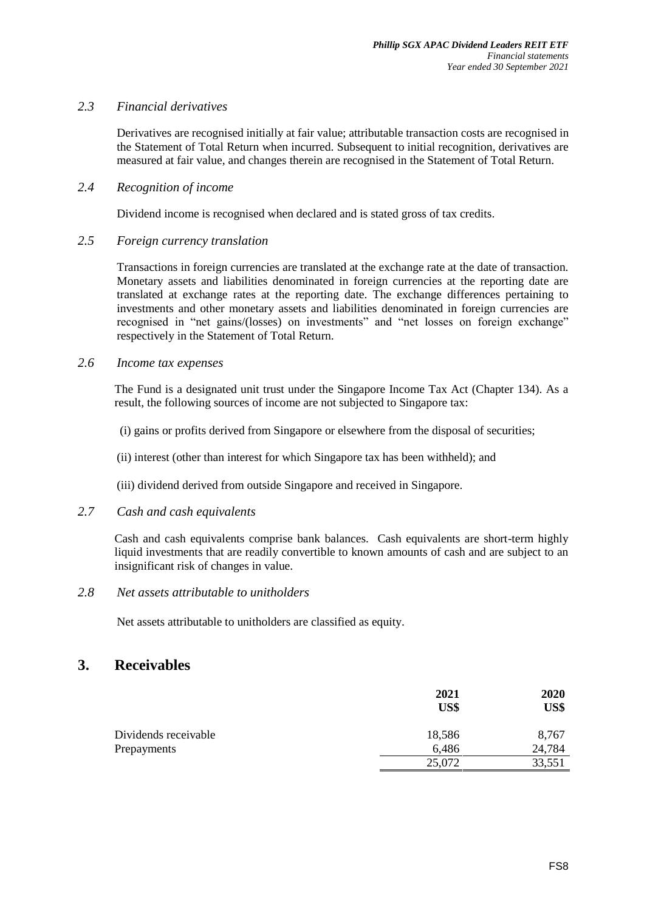### *2.3 Financial derivatives*

Derivatives are recognised initially at fair value; attributable transaction costs are recognised in the Statement of Total Return when incurred. Subsequent to initial recognition, derivatives are measured at fair value, and changes therein are recognised in the Statement of Total Return.

### *2.4 Recognition of income*

Dividend income is recognised when declared and is stated gross of tax credits.

### *2.5 Foreign currency translation*

Transactions in foreign currencies are translated at the exchange rate at the date of transaction. Monetary assets and liabilities denominated in foreign currencies at the reporting date are translated at exchange rates at the reporting date. The exchange differences pertaining to investments and other monetary assets and liabilities denominated in foreign currencies are recognised in "net gains/(losses) on investments" and "net losses on foreign exchange" respectively in the Statement of Total Return.

### *2.6 Income tax expenses*

The Fund is a designated unit trust under the Singapore Income Tax Act (Chapter 134). As a result, the following sources of income are not subjected to Singapore tax:

(i) gains or profits derived from Singapore or elsewhere from the disposal of securities;

(ii) interest (other than interest for which Singapore tax has been withheld); and

(iii) dividend derived from outside Singapore and received in Singapore.

### *2.7 Cash and cash equivalents*

Cash and cash equivalents comprise bank balances. Cash equivalents are short-term highly liquid investments that are readily convertible to known amounts of cash and are subject to an insignificant risk of changes in value.

### *2.8 Net assets attributable to unitholders*

Net assets attributable to unitholders are classified as equity.

## 3. Receivables

| | 2021<br>US$ | 2020<br>US$ |
|---|---|---|
| Dividends receivable | 18,586 | 8,767 |
| Prepayments | 6,486 | 24,784 |
| | 25,072 | 33,551 |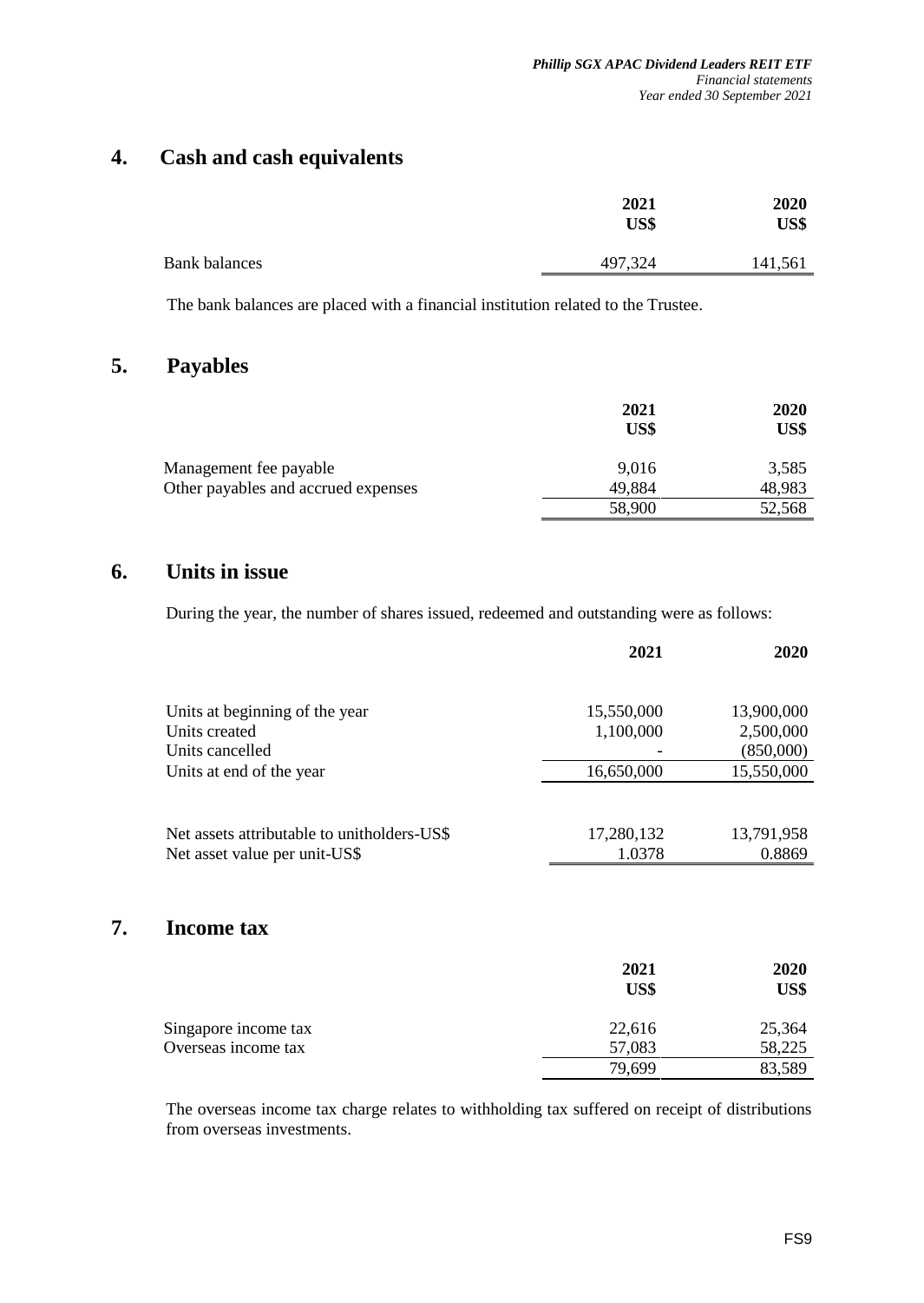## 4. Cash and cash equivalents

| | 2021 US$ | 2020 US$ |
|---|---|---|
| Bank balances | 497,324 | 141,561 |

The bank balances are placed with a financial institution related to the Trustee.

## 5. Payables

| | 2021 US$ | 2020 US$ |
|---|---|---|
| Management fee payable | 9,016 | 3,585 |
| Other payables and accrued expenses | 49,884 | 48,983 |
| | 58,900 | 52,568 |

## 6. Units in issue

During the year, the number of shares issued, redeemed and outstanding were as follows:

| | 2021 | 2020 |
|---|---|---|
| Units at beginning of the year | 15,550,000 | 13,900,000 |
| Units created | 1,100,000 | 2,500,000 |
| Units cancelled | - | (850,000) |
| Units at end of the year | 16,650,000 | 15,550,000 |
| | | |
| Net assets attributable to unitholders-US$ | 17,280,132 | 13,791,958 |
| Net asset value per unit-US$ | 1.0378 | 0.8869 |

## 7. Income tax

| | 2021 US$ | 2020 US$ |
|---|---|---|
| Singapore income tax | 22,616 | 25,364 |
| Overseas income tax | 57,083 | 58,225 |
| | 79,699 | 83,589 |

The overseas income tax charge relates to withholding tax suffered on receipt of distributions from overseas investments.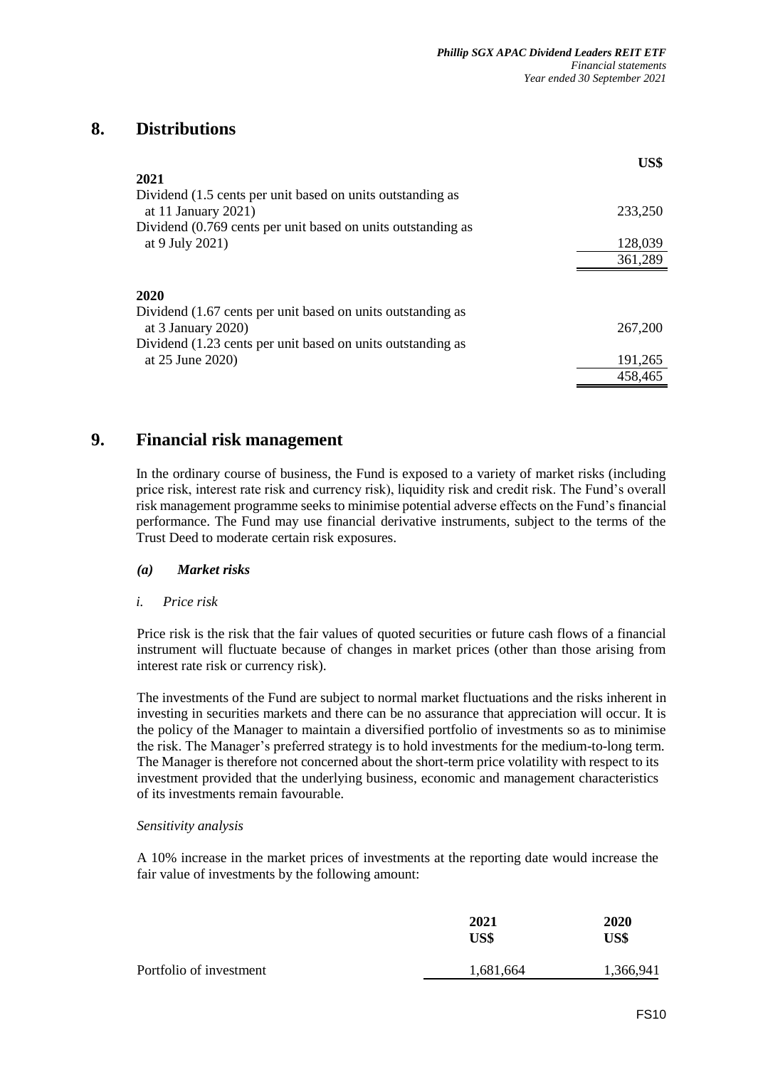## 8. Distributions

| | US$ |
|---|---|
| **2021** | |
| Dividend (1.5 cents per unit based on units outstanding as at 11 January 2021) | 233,250 |
| Dividend (0.769 cents per unit based on units outstanding as at 9 July 2021) | 128,039 |
| | 361,289 |
| | |
| **2020** | |
| Dividend (1.67 cents per unit based on units outstanding as at 3 January 2020) | 267,200 |
| Dividend (1.23 cents per unit based on units outstanding as at 25 June 2020) | 191,265 |
| | 458,465 |

## 9. Financial risk management

In the ordinary course of business, the Fund is exposed to a variety of market risks (including price risk, interest rate risk and currency risk), liquidity risk and credit risk. The Fund's overall risk management programme seeks to minimise potential adverse effects on the Fund's financial performance. The Fund may use financial derivative instruments, subject to the terms of the Trust Deed to moderate certain risk exposures.

### *(a) Market risks*

*i. Price risk*

Price risk is the risk that the fair values of quoted securities or future cash flows of a financial instrument will fluctuate because of changes in market prices (other than those arising from interest rate risk or currency risk).

The investments of the Fund are subject to normal market fluctuations and the risks inherent in investing in securities markets and there can be no assurance that appreciation will occur. It is the policy of the Manager to maintain a diversified portfolio of investments so as to minimise the risk. The Manager's preferred strategy is to hold investments for the medium-to-long term. The Manager is therefore not concerned about the short-term price volatility with respect to its investment provided that the underlying business, economic and management characteristics of its investments remain favourable.

*Sensitivity analysis*

A 10% increase in the market prices of investments at the reporting date would increase the fair value of investments by the following amount:

| | 2021<br>US$ | 2020<br>US$ |
|---|---|---|
| Portfolio of investment | 1,681,664 | 1,366,941 |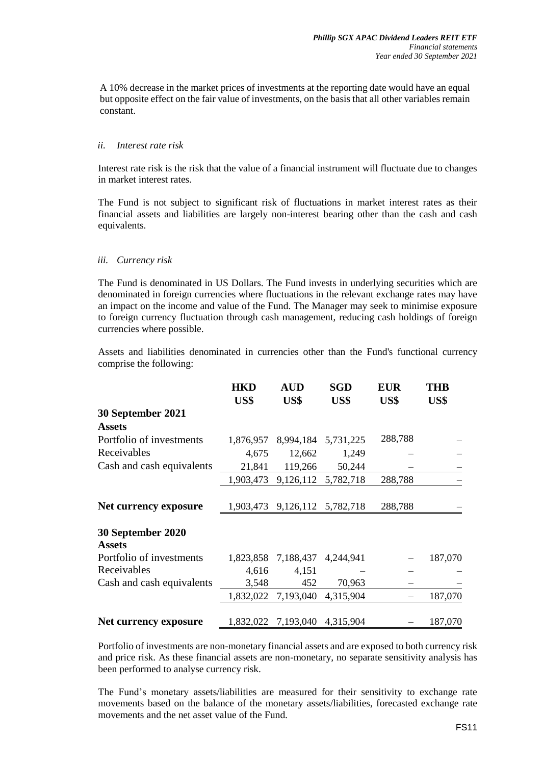A 10% decrease in the market prices of investments at the reporting date would have an equal but opposite effect on the fair value of investments, on the basis that all other variables remain constant.

*ii. Interest rate risk*

Interest rate risk is the risk that the value of a financial instrument will fluctuate due to changes in market interest rates.

The Fund is not subject to significant risk of fluctuations in market interest rates as their financial assets and liabilities are largely non-interest bearing other than the cash and cash equivalents.

*iii. Currency risk*

The Fund is denominated in US Dollars. The Fund invests in underlying securities which are denominated in foreign currencies where fluctuations in the relevant exchange rates may have an impact on the income and value of the Fund. The Manager may seek to minimise exposure to foreign currency fluctuation through cash management, reducing cash holdings of foreign currencies where possible.

Assets and liabilities denominated in currencies other than the Fund's functional currency comprise the following:

| | HKD | AUD | SGD | EUR | THB |
|---|---|---|---|---|---|
| | US$ | US$ | US$ | US$ | US$ |
| **30 September 2021** | | | | | |
| **Assets** | | | | | |
| Portfolio of investments | 1,876,957 | 8,994,184 | 5,731,225 | 288,788 | – |
| Receivables | 4,675 | 12,662 | 1,249 | – | – |
| Cash and cash equivalents | 21,841 | 119,266 | 50,244 | – | – |
| | 1,903,473 | 9,126,112 | 5,782,718 | 288,788 | – |
| **Net currency exposure** | 1,903,473 | 9,126,112 | 5,782,718 | 288,788 | – |
| **30 September 2020** | | | | | |
| **Assets** | | | | | |
| Portfolio of investments | 1,823,858 | 7,188,437 | 4,244,941 | – | 187,070 |
| Receivables | 4,616 | 4,151 | – | – | – |
| Cash and cash equivalents | 3,548 | 452 | 70,963 | – | – |
| | 1,832,022 | 7,193,040 | 4,315,904 | – | 187,070 |
| **Net currency exposure** | 1,832,022 | 7,193,040 | 4,315,904 | – | 187,070 |

Portfolio of investments are non-monetary financial assets and are exposed to both currency risk and price risk. As these financial assets are non-monetary, no separate sensitivity analysis has been performed to analyse currency risk.

The Fund's monetary assets/liabilities are measured for their sensitivity to exchange rate movements based on the balance of the monetary assets/liabilities, forecasted exchange rate movements and the net asset value of the Fund.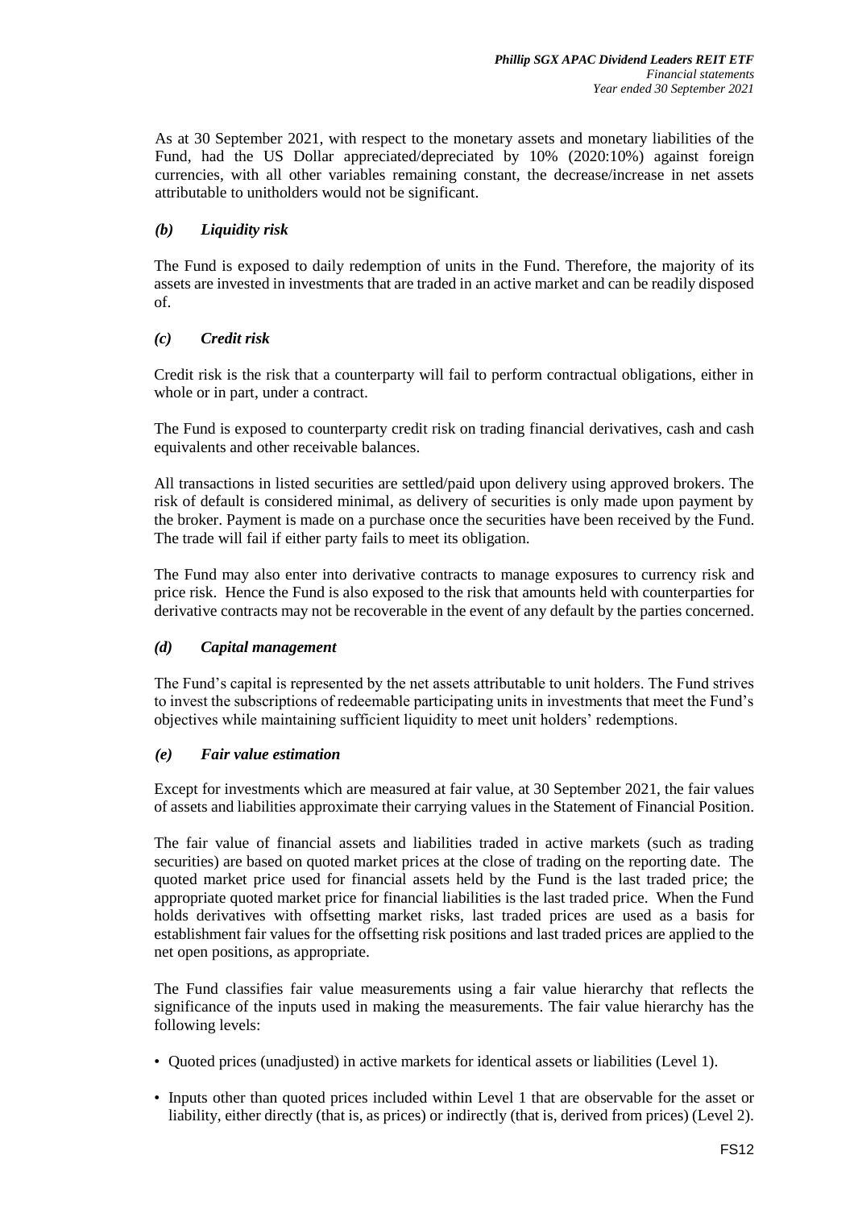As at 30 September 2021, with respect to the monetary assets and monetary liabilities of the Fund, had the US Dollar appreciated/depreciated by 10% (2020:10%) against foreign currencies, with all other variables remaining constant, the decrease/increase in net assets attributable to unitholders would not be significant.

### *(b) Liquidity risk*

The Fund is exposed to daily redemption of units in the Fund. Therefore, the majority of its assets are invested in investments that are traded in an active market and can be readily disposed of.

### *(c) Credit risk*

Credit risk is the risk that a counterparty will fail to perform contractual obligations, either in whole or in part, under a contract.

The Fund is exposed to counterparty credit risk on trading financial derivatives, cash and cash equivalents and other receivable balances.

All transactions in listed securities are settled/paid upon delivery using approved brokers. The risk of default is considered minimal, as delivery of securities is only made upon payment by the broker. Payment is made on a purchase once the securities have been received by the Fund. The trade will fail if either party fails to meet its obligation.

The Fund may also enter into derivative contracts to manage exposures to currency risk and price risk. Hence the Fund is also exposed to the risk that amounts held with counterparties for derivative contracts may not be recoverable in the event of any default by the parties concerned.

### *(d) Capital management*

The Fund's capital is represented by the net assets attributable to unit holders. The Fund strives to invest the subscriptions of redeemable participating units in investments that meet the Fund's objectives while maintaining sufficient liquidity to meet unit holders' redemptions.

### *(e) Fair value estimation*

Except for investments which are measured at fair value, at 30 September 2021, the fair values of assets and liabilities approximate their carrying values in the Statement of Financial Position.

The fair value of financial assets and liabilities traded in active markets (such as trading securities) are based on quoted market prices at the close of trading on the reporting date. The quoted market price used for financial assets held by the Fund is the last traded price; the appropriate quoted market price for financial liabilities is the last traded price. When the Fund holds derivatives with offsetting market risks, last traded prices are used as a basis for establishment fair values for the offsetting risk positions and last traded prices are applied to the net open positions, as appropriate.

The Fund classifies fair value measurements using a fair value hierarchy that reflects the significance of the inputs used in making the measurements. The fair value hierarchy has the following levels:

- Quoted prices (unadjusted) in active markets for identical assets or liabilities (Level 1).
- Inputs other than quoted prices included within Level 1 that are observable for the asset or liability, either directly (that is, as prices) or indirectly (that is, derived from prices) (Level 2).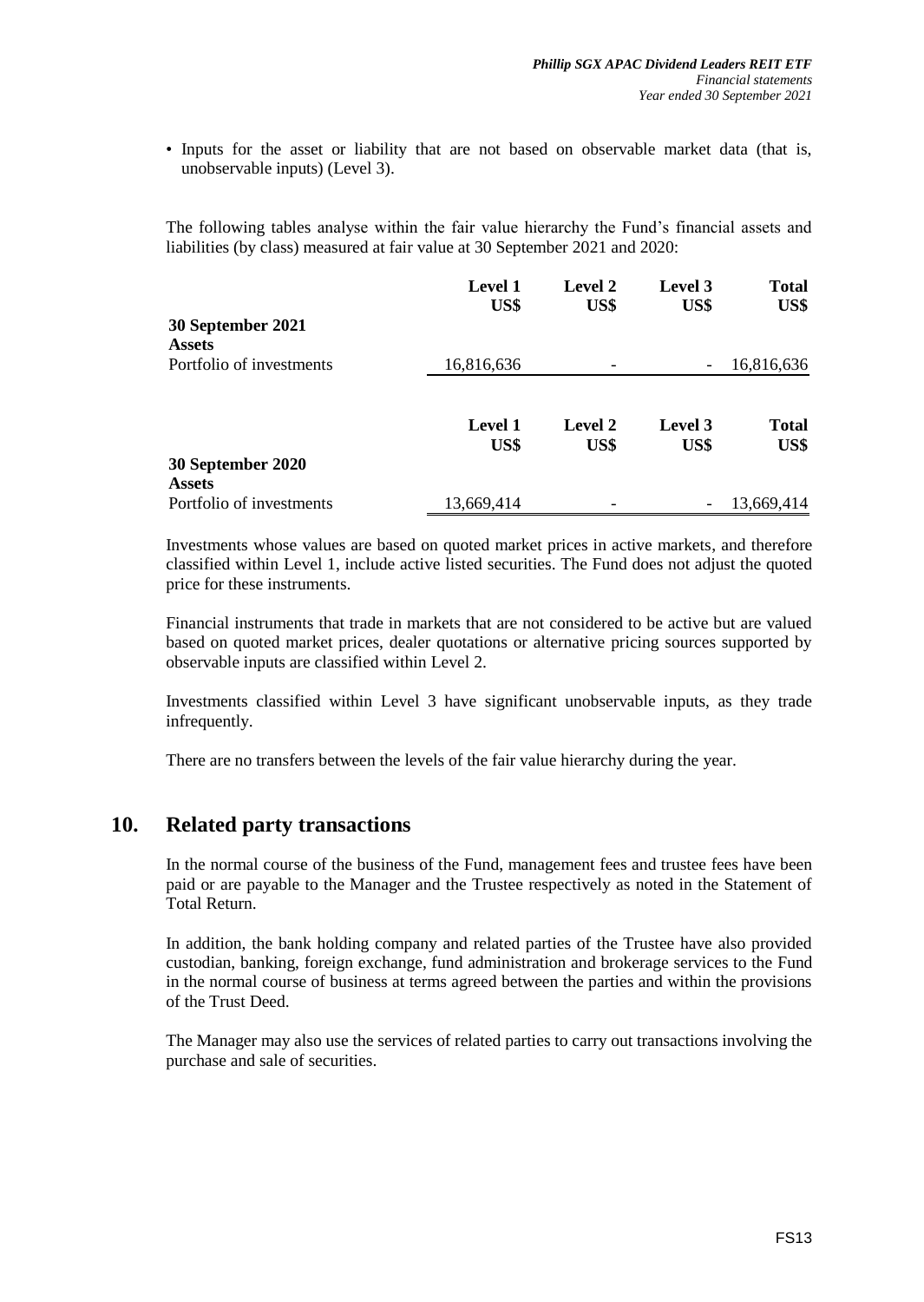- Inputs for the asset or liability that are not based on observable market data (that is, unobservable inputs) (Level 3).

The following tables analyse within the fair value hierarchy the Fund's financial assets and liabilities (by class) measured at fair value at 30 September 2021 and 2020:

| | Level 1 US$ | Level 2 US$ | Level 3 US$ | Total US$ |
|---|---|---|---|---|
| **30 September 2021** | | | | |
| **Assets** | | | | |
| Portfolio of investments | 16,816,636 | - | - | 16,816,636 |

| | Level 1 US$ | Level 2 US$ | Level 3 US$ | Total US$ |
|---|---|---|---|---|
| **30 September 2020** | | | | |
| **Assets** | | | | |
| Portfolio of investments | 13,669,414 | - | - | 13,669,414 |

Investments whose values are based on quoted market prices in active markets, and therefore classified within Level 1, include active listed securities. The Fund does not adjust the quoted price for these instruments.

Financial instruments that trade in markets that are not considered to be active but are valued based on quoted market prices, dealer quotations or alternative pricing sources supported by observable inputs are classified within Level 2.

Investments classified within Level 3 have significant unobservable inputs, as they trade infrequently.

There are no transfers between the levels of the fair value hierarchy during the year.

## 10. Related party transactions

In the normal course of the business of the Fund, management fees and trustee fees have been paid or are payable to the Manager and the Trustee respectively as noted in the Statement of Total Return.

In addition, the bank holding company and related parties of the Trustee have also provided custodian, banking, foreign exchange, fund administration and brokerage services to the Fund in the normal course of business at terms agreed between the parties and within the provisions of the Trust Deed.

The Manager may also use the services of related parties to carry out transactions involving the purchase and sale of securities.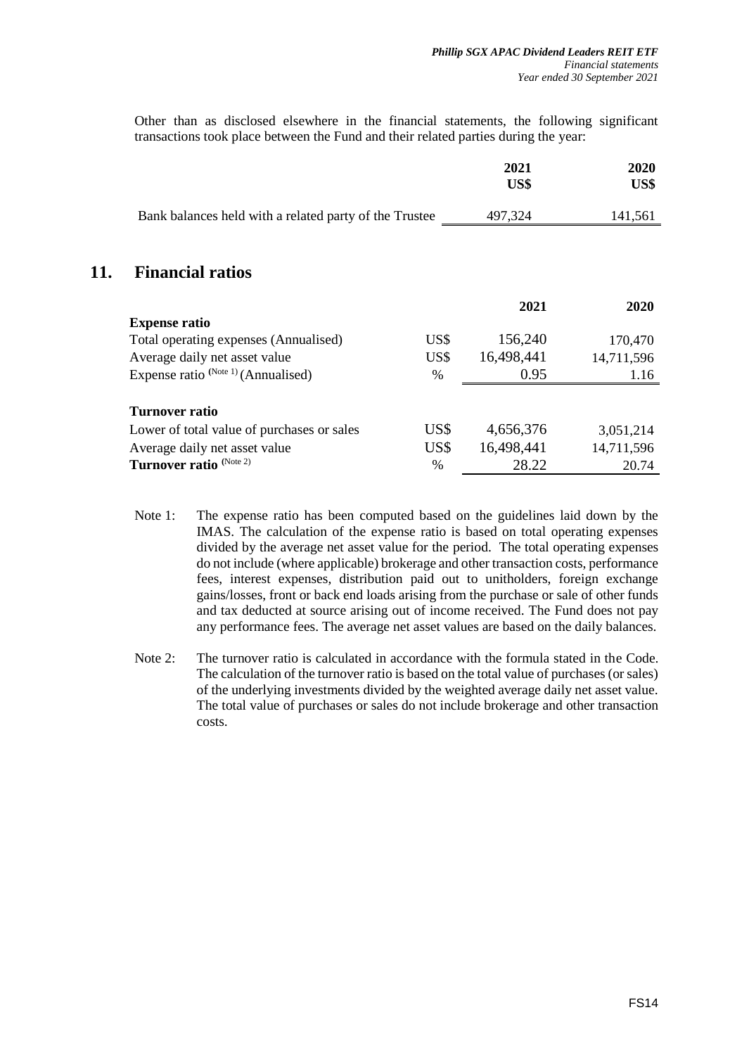Other than as disclosed elsewhere in the financial statements, the following significant transactions took place between the Fund and their related parties during the year:

| | 2021 US$ | 2020 US$ |
|---|---|---|
| Bank balances held with a related party of the Trustee | 497,324 | 141,561 |

## 11. Financial ratios

| | | 2021 | 2020 |
|---|---|---|---|
| **Expense ratio** | | | |
| Total operating expenses (Annualised) | US$ | 156,240 | 170,470 |
| Average daily net asset value | US$ | 16,498,441 | 14,711,596 |
| Expense ratio (Note 1) (Annualised) | % | 0.95 | 1.16 |
| | | | |
| **Turnover ratio** | | | |
| Lower of total value of purchases or sales | US$ | 4,656,376 | 3,051,214 |
| Average daily net asset value | US$ | 16,498,441 | 14,711,596 |
| **Turnover ratio** (Note 2) | % | 28.22 | 20.74 |

Note 1: The expense ratio has been computed based on the guidelines laid down by the IMAS. The calculation of the expense ratio is based on total operating expenses divided by the average net asset value for the period. The total operating expenses do not include (where applicable) brokerage and other transaction costs, performance fees, interest expenses, distribution paid out to unitholders, foreign exchange gains/losses, front or back end loads arising from the purchase or sale of other funds and tax deducted at source arising out of income received. The Fund does not pay any performance fees. The average net asset values are based on the daily balances.

Note 2: The turnover ratio is calculated in accordance with the formula stated in the Code. The calculation of the turnover ratio is based on the total value of purchases (or sales) of the underlying investments divided by the weighted average daily net asset value. The total value of purchases or sales do not include brokerage and other transaction costs.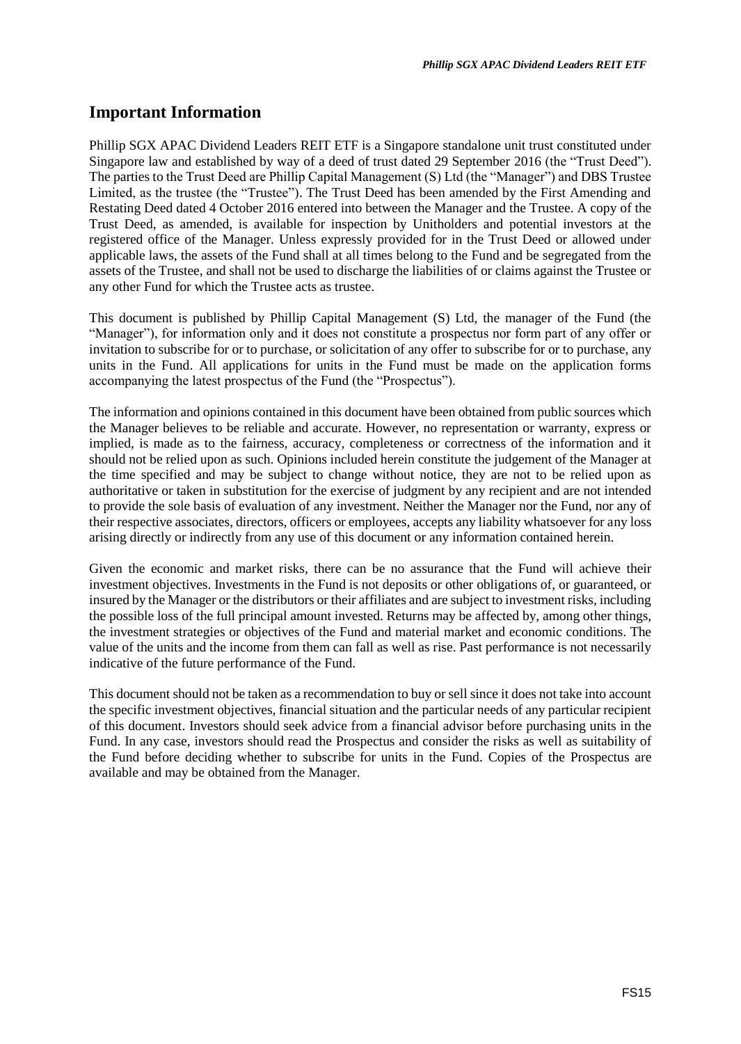## Important Information

Phillip SGX APAC Dividend Leaders REIT ETF is a Singapore standalone unit trust constituted under Singapore law and established by way of a deed of trust dated 29 September 2016 (the "Trust Deed"). The parties to the Trust Deed are Phillip Capital Management (S) Ltd (the "Manager") and DBS Trustee Limited, as the trustee (the "Trustee"). The Trust Deed has been amended by the First Amending and Restating Deed dated 4 October 2016 entered into between the Manager and the Trustee. A copy of the Trust Deed, as amended, is available for inspection by Unitholders and potential investors at the registered office of the Manager. Unless expressly provided for in the Trust Deed or allowed under applicable laws, the assets of the Fund shall at all times belong to the Fund and be segregated from the assets of the Trustee, and shall not be used to discharge the liabilities of or claims against the Trustee or any other Fund for which the Trustee acts as trustee.

This document is published by Phillip Capital Management (S) Ltd, the manager of the Fund (the "Manager"), for information only and it does not constitute a prospectus nor form part of any offer or invitation to subscribe for or to purchase, or solicitation of any offer to subscribe for or to purchase, any units in the Fund. All applications for units in the Fund must be made on the application forms accompanying the latest prospectus of the Fund (the "Prospectus").

The information and opinions contained in this document have been obtained from public sources which the Manager believes to be reliable and accurate. However, no representation or warranty, express or implied, is made as to the fairness, accuracy, completeness or correctness of the information and it should not be relied upon as such. Opinions included herein constitute the judgement of the Manager at the time specified and may be subject to change without notice, they are not to be relied upon as authoritative or taken in substitution for the exercise of judgment by any recipient and are not intended to provide the sole basis of evaluation of any investment. Neither the Manager nor the Fund, nor any of their respective associates, directors, officers or employees, accepts any liability whatsoever for any loss arising directly or indirectly from any use of this document or any information contained herein.

Given the economic and market risks, there can be no assurance that the Fund will achieve their investment objectives. Investments in the Fund is not deposits or other obligations of, or guaranteed, or insured by the Manager or the distributors or their affiliates and are subject to investment risks, including the possible loss of the full principal amount invested. Returns may be affected by, among other things, the investment strategies or objectives of the Fund and material market and economic conditions. The value of the units and the income from them can fall as well as rise. Past performance is not necessarily indicative of the future performance of the Fund.

This document should not be taken as a recommendation to buy or sell since it does not take into account the specific investment objectives, financial situation and the particular needs of any particular recipient of this document. Investors should seek advice from a financial advisor before purchasing units in the Fund. In any case, investors should read the Prospectus and consider the risks as well as suitability of the Fund before deciding whether to subscribe for units in the Fund. Copies of the Prospectus are available and may be obtained from the Manager.